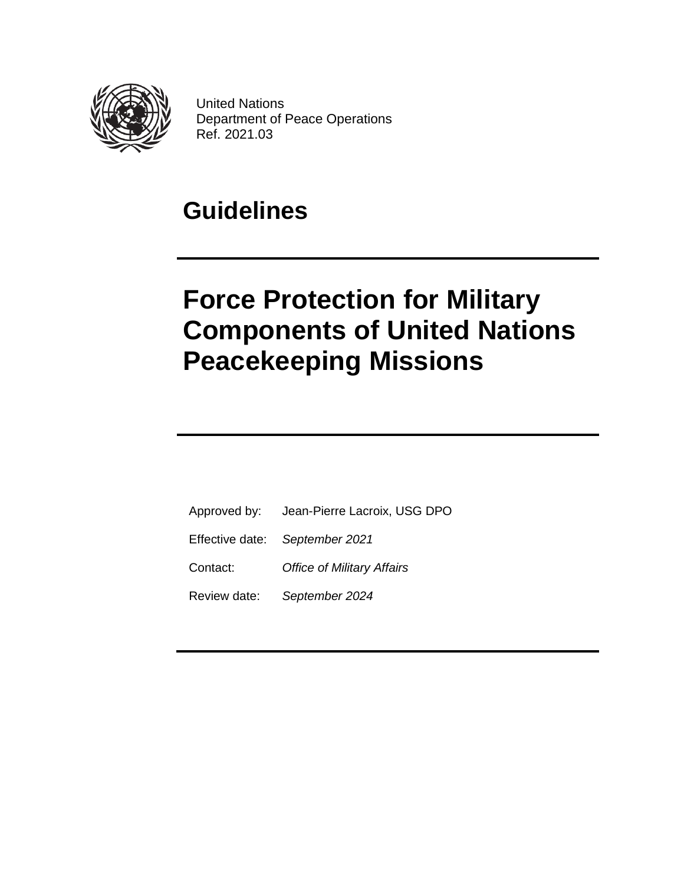United Nations
Department of Peace Operations
Ref. 2021.03

# Guidelines

# Force Protection for Military Components of United Nations Peacekeeping Missions

| | |
|---|---|
| Approved by: | Jean-Pierre Lacroix, USG DPO |
| Effective date: | *September 2021* |
| Contact: | *Office of Military Affairs* |
| Review date: | *September 2024* |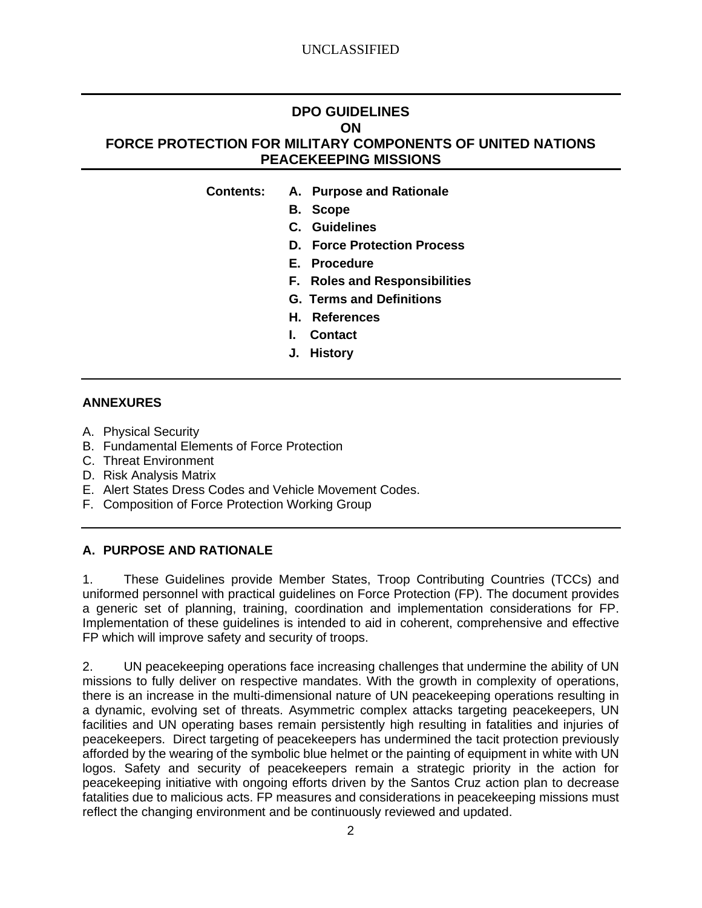# DPO GUIDELINES ON FORCE PROTECTION FOR MILITARY COMPONENTS OF UNITED NATIONS PEACEKEEPING MISSIONS

**Contents:**

- **A. Purpose and Rationale**
- **B. Scope**
- **C. Guidelines**
- **D. Force Protection Process**
- **E. Procedure**
- **F. Roles and Responsibilities**
- **G. Terms and Definitions**
- **H. References**
- **I. Contact**
- **J. History**

## ANNEXURES

A. Physical Security
B. Fundamental Elements of Force Protection
C. Threat Environment
D. Risk Analysis Matrix
E. Alert States Dress Codes and Vehicle Movement Codes.
F. Composition of Force Protection Working Group

## A. PURPOSE AND RATIONALE

1. These Guidelines provide Member States, Troop Contributing Countries (TCCs) and uniformed personnel with practical guidelines on Force Protection (FP). The document provides a generic set of planning, training, coordination and implementation considerations for FP. Implementation of these guidelines is intended to aid in coherent, comprehensive and effective FP which will improve safety and security of troops.

2. UN peacekeeping operations face increasing challenges that undermine the ability of UN missions to fully deliver on respective mandates. With the growth in complexity of operations, there is an increase in the multi-dimensional nature of UN peacekeeping operations resulting in a dynamic, evolving set of threats. Asymmetric complex attacks targeting peacekeepers, UN facilities and UN operating bases remain persistently high resulting in fatalities and injuries of peacekeepers. Direct targeting of peacekeepers has undermined the tacit protection previously afforded by the wearing of the symbolic blue helmet or the painting of equipment in white with UN logos. Safety and security of peacekeepers remain a strategic priority in the action for peacekeeping initiative with ongoing efforts driven by the Santos Cruz action plan to decrease fatalities due to malicious acts. FP measures and considerations in peacekeeping missions must reflect the changing environment and be continuously reviewed and updated.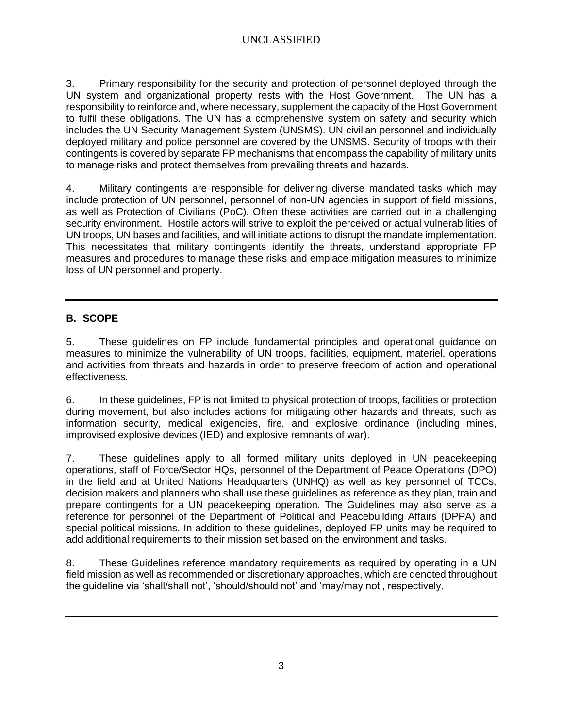3. Primary responsibility for the security and protection of personnel deployed through the UN system and organizational property rests with the Host Government. The UN has a responsibility to reinforce and, where necessary, supplement the capacity of the Host Government to fulfil these obligations. The UN has a comprehensive system on safety and security which includes the UN Security Management System (UNSMS). UN civilian personnel and individually deployed military and police personnel are covered by the UNSMS. Security of troops with their contingents is covered by separate FP mechanisms that encompass the capability of military units to manage risks and protect themselves from prevailing threats and hazards.

4. Military contingents are responsible for delivering diverse mandated tasks which may include protection of UN personnel, personnel of non-UN agencies in support of field missions, as well as Protection of Civilians (PoC). Often these activities are carried out in a challenging security environment. Hostile actors will strive to exploit the perceived or actual vulnerabilities of UN troops, UN bases and facilities, and will initiate actions to disrupt the mandate implementation. This necessitates that military contingents identify the threats, understand appropriate FP measures and procedures to manage these risks and emplace mitigation measures to minimize loss of UN personnel and property.

---

## B. SCOPE

5. These guidelines on FP include fundamental principles and operational guidance on measures to minimize the vulnerability of UN troops, facilities, equipment, materiel, operations and activities from threats and hazards in order to preserve freedom of action and operational effectiveness.

6. In these guidelines, FP is not limited to physical protection of troops, facilities or protection during movement, but also includes actions for mitigating other hazards and threats, such as information security, medical exigencies, fire, and explosive ordinance (including mines, improvised explosive devices (IED) and explosive remnants of war).

7. These guidelines apply to all formed military units deployed in UN peacekeeping operations, staff of Force/Sector HQs, personnel of the Department of Peace Operations (DPO) in the field and at United Nations Headquarters (UNHQ) as well as key personnel of TCCs, decision makers and planners who shall use these guidelines as reference as they plan, train and prepare contingents for a UN peacekeeping operation. The Guidelines may also serve as a reference for personnel of the Department of Political and Peacebuilding Affairs (DPPA) and special political missions. In addition to these guidelines, deployed FP units may be required to add additional requirements to their mission set based on the environment and tasks.

8. These Guidelines reference mandatory requirements as required by operating in a UN field mission as well as recommended or discretionary approaches, which are denoted throughout the guideline via 'shall/shall not', 'should/should not' and 'may/may not', respectively.

---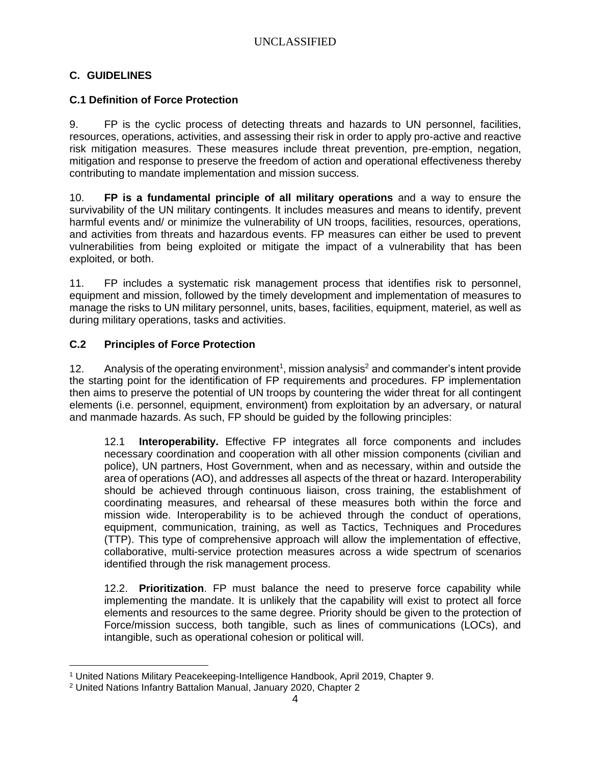## C. GUIDELINES

### C.1 Definition of Force Protection

9. FP is the cyclic process of detecting threats and hazards to UN personnel, facilities, resources, operations, activities, and assessing their risk in order to apply pro-active and reactive risk mitigation measures. These measures include threat prevention, pre-emption, negation, mitigation and response to preserve the freedom of action and operational effectiveness thereby contributing to mandate implementation and mission success.

10. **FP is a fundamental principle of all military operations** and a way to ensure the survivability of the UN military contingents. It includes measures and means to identify, prevent harmful events and/ or minimize the vulnerability of UN troops, facilities, resources, operations, and activities from threats and hazardous events. FP measures can either be used to prevent vulnerabilities from being exploited or mitigate the impact of a vulnerability that has been exploited, or both.

11. FP includes a systematic risk management process that identifies risk to personnel, equipment and mission, followed by the timely development and implementation of measures to manage the risks to UN military personnel, units, bases, facilities, equipment, materiel, as well as during military operations, tasks and activities.

### C.2 Principles of Force Protection

12. Analysis of the operating environment[1], mission analysis[2] and commander's intent provide the starting point for the identification of FP requirements and procedures. FP implementation then aims to preserve the potential of UN troops by countering the wider threat for all contingent elements (i.e. personnel, equipment, environment) from exploitation by an adversary, or natural and manmade hazards. As such, FP should be guided by the following principles:

12.1 **Interoperability.** Effective FP integrates all force components and includes necessary coordination and cooperation with all other mission components (civilian and police), UN partners, Host Government, when and as necessary, within and outside the area of operations (AO), and addresses all aspects of the threat or hazard. Interoperability should be achieved through continuous liaison, cross training, the establishment of coordinating measures, and rehearsal of these measures both within the force and mission wide. Interoperability is to be achieved through the conduct of operations, equipment, communication, training, as well as Tactics, Techniques and Procedures (TTP). This type of comprehensive approach will allow the implementation of effective, collaborative, multi-service protection measures across a wide spectrum of scenarios identified through the risk management process.

12.2. **Prioritization**. FP must balance the need to preserve force capability while implementing the mandate. It is unlikely that the capability will exist to protect all force elements and resources to the same degree. Priority should be given to the protection of Force/mission success, both tangible, such as lines of communications (LOCs), and intangible, such as operational cohesion or political will.

---

[1] United Nations Military Peacekeeping-Intelligence Handbook, April 2019, Chapter 9.

[2] United Nations Infantry Battalion Manual, January 2020, Chapter 2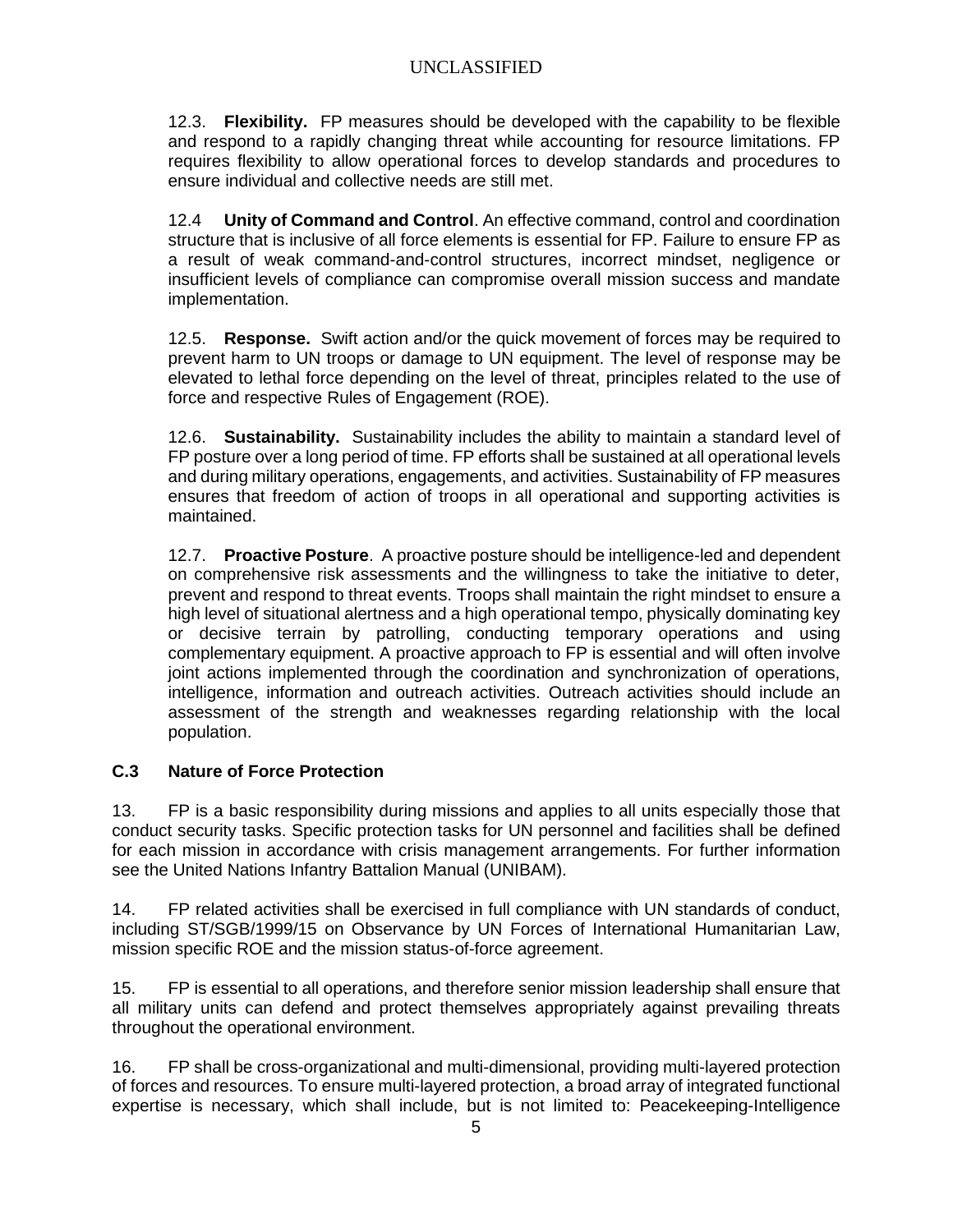12.3. **Flexibility.** FP measures should be developed with the capability to be flexible and respond to a rapidly changing threat while accounting for resource limitations. FP requires flexibility to allow operational forces to develop standards and procedures to ensure individual and collective needs are still met.

12.4 **Unity of Command and Control**. An effective command, control and coordination structure that is inclusive of all force elements is essential for FP. Failure to ensure FP as a result of weak command-and-control structures, incorrect mindset, negligence or insufficient levels of compliance can compromise overall mission success and mandate implementation.

12.5. **Response.** Swift action and/or the quick movement of forces may be required to prevent harm to UN troops or damage to UN equipment. The level of response may be elevated to lethal force depending on the level of threat, principles related to the use of force and respective Rules of Engagement (ROE).

12.6. **Sustainability.** Sustainability includes the ability to maintain a standard level of FP posture over a long period of time. FP efforts shall be sustained at all operational levels and during military operations, engagements, and activities. Sustainability of FP measures ensures that freedom of action of troops in all operational and supporting activities is maintained.

12.7. **Proactive Posture**. A proactive posture should be intelligence-led and dependent on comprehensive risk assessments and the willingness to take the initiative to deter, prevent and respond to threat events. Troops shall maintain the right mindset to ensure a high level of situational alertness and a high operational tempo, physically dominating key or decisive terrain by patrolling, conducting temporary operations and using complementary equipment. A proactive approach to FP is essential and will often involve joint actions implemented through the coordination and synchronization of operations, intelligence, information and outreach activities. Outreach activities should include an assessment of the strength and weaknesses regarding relationship with the local population.

### C.3 Nature of Force Protection

13. FP is a basic responsibility during missions and applies to all units especially those that conduct security tasks. Specific protection tasks for UN personnel and facilities shall be defined for each mission in accordance with crisis management arrangements. For further information see the United Nations Infantry Battalion Manual (UNIBAM).

14. FP related activities shall be exercised in full compliance with UN standards of conduct, including ST/SGB/1999/15 on Observance by UN Forces of International Humanitarian Law, mission specific ROE and the mission status-of-force agreement.

15. FP is essential to all operations, and therefore senior mission leadership shall ensure that all military units can defend and protect themselves appropriately against prevailing threats throughout the operational environment.

16. FP shall be cross-organizational and multi-dimensional, providing multi-layered protection of forces and resources. To ensure multi-layered protection, a broad array of integrated functional expertise is necessary, which shall include, but is not limited to: Peacekeeping-Intelligence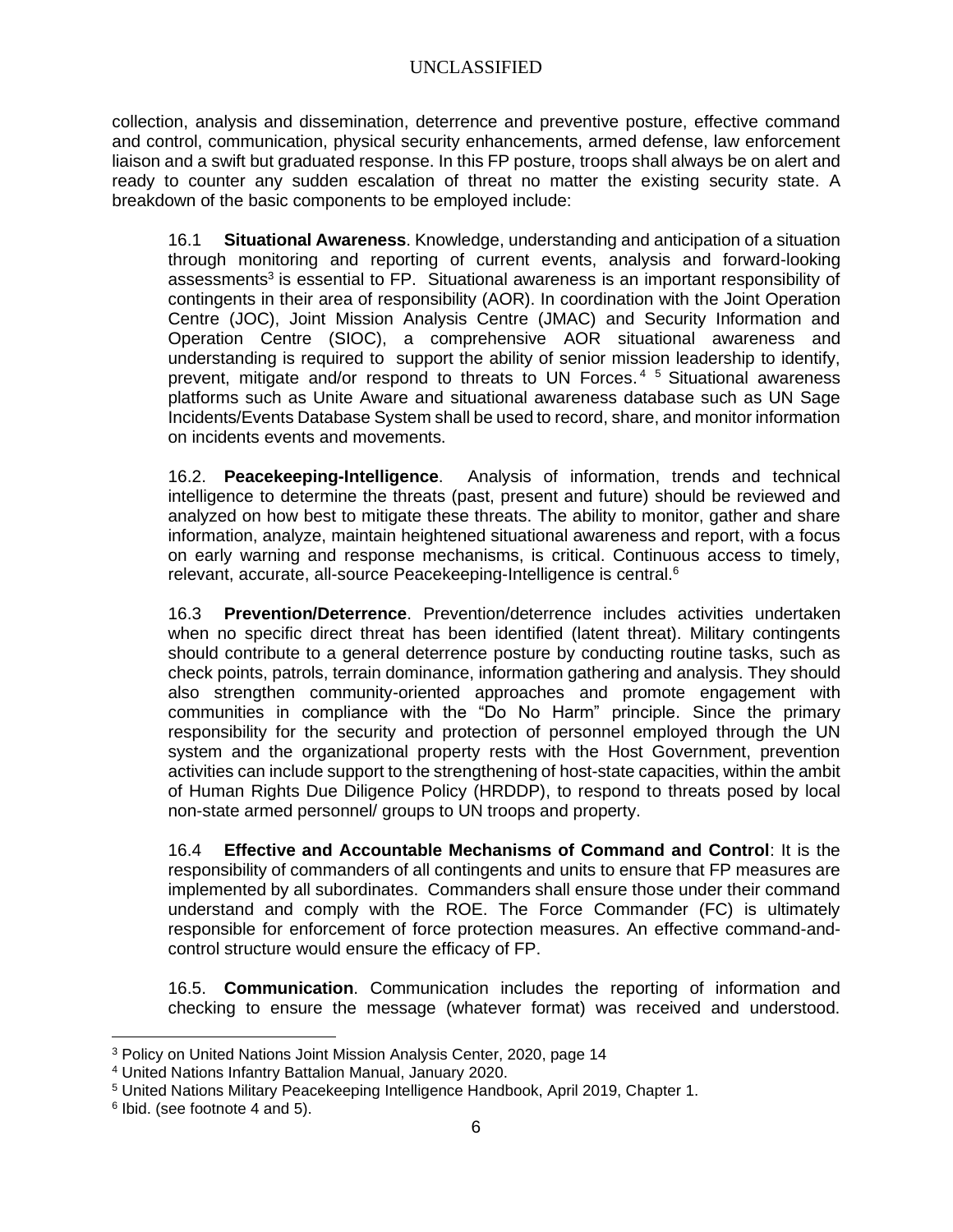collection, analysis and dissemination, deterrence and preventive posture, effective command and control, communication, physical security enhancements, armed defense, law enforcement liaison and a swift but graduated response. In this FP posture, troops shall always be on alert and ready to counter any sudden escalation of threat no matter the existing security state. A breakdown of the basic components to be employed include:

16.1 **Situational Awareness**. Knowledge, understanding and anticipation of a situation through monitoring and reporting of current events, analysis and forward-looking assessments[3] is essential to FP. Situational awareness is an important responsibility of contingents in their area of responsibility (AOR). In coordination with the Joint Operation Centre (JOC), Joint Mission Analysis Centre (JMAC) and Security Information and Operation Centre (SIOC), a comprehensive AOR situational awareness and understanding is required to support the ability of senior mission leadership to identify, prevent, mitigate and/or respond to threats to UN Forces.[4] [5] Situational awareness platforms such as Unite Aware and situational awareness database such as UN Sage Incidents/Events Database System shall be used to record, share, and monitor information on incidents events and movements.

16.2. **Peacekeeping-Intelligence**. Analysis of information, trends and technical intelligence to determine the threats (past, present and future) should be reviewed and analyzed on how best to mitigate these threats. The ability to monitor, gather and share information, analyze, maintain heightened situational awareness and report, with a focus on early warning and response mechanisms, is critical. Continuous access to timely, relevant, accurate, all-source Peacekeeping-Intelligence is central.[6]

16.3 **Prevention/Deterrence**. Prevention/deterrence includes activities undertaken when no specific direct threat has been identified (latent threat). Military contingents should contribute to a general deterrence posture by conducting routine tasks, such as check points, patrols, terrain dominance, information gathering and analysis. They should also strengthen community-oriented approaches and promote engagement with communities in compliance with the "Do No Harm" principle. Since the primary responsibility for the security and protection of personnel employed through the UN system and the organizational property rests with the Host Government, prevention activities can include support to the strengthening of host-state capacities, within the ambit of Human Rights Due Diligence Policy (HRDDP), to respond to threats posed by local non-state armed personnel/ groups to UN troops and property.

16.4 **Effective and Accountable Mechanisms of Command and Control**: It is the responsibility of commanders of all contingents and units to ensure that FP measures are implemented by all subordinates. Commanders shall ensure those under their command understand and comply with the ROE. The Force Commander (FC) is ultimately responsible for enforcement of force protection measures. An effective command-and-control structure would ensure the efficacy of FP.

16.5. **Communication**. Communication includes the reporting of information and checking to ensure the message (whatever format) was received and understood.

---

[3] Policy on United Nations Joint Mission Analysis Center, 2020, page 14

[4] United Nations Infantry Battalion Manual, January 2020.

[5] United Nations Military Peacekeeping Intelligence Handbook, April 2019, Chapter 1.

[6] Ibid. (see footnote 4 and 5).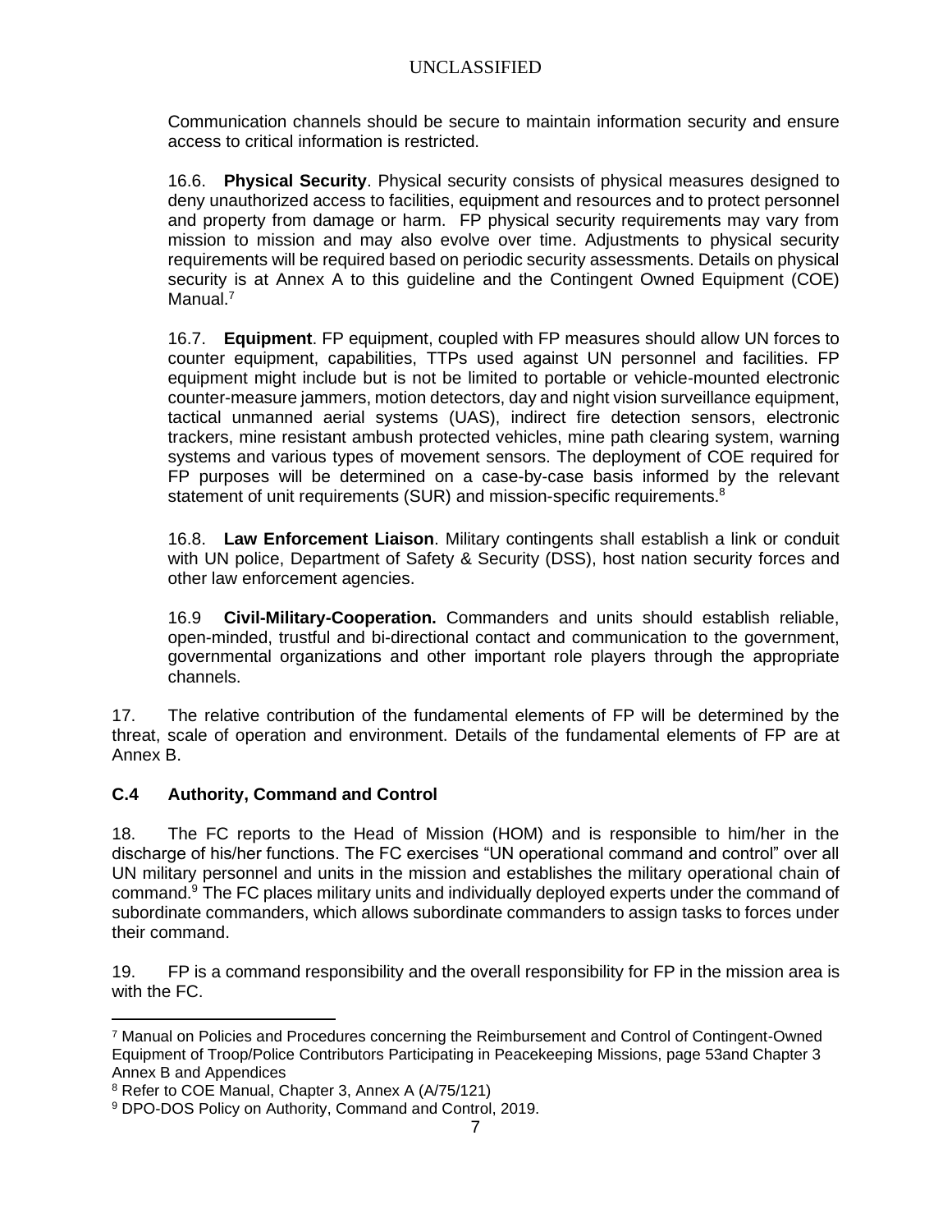Communication channels should be secure to maintain information security and ensure access to critical information is restricted.

16.6. **Physical Security**. Physical security consists of physical measures designed to deny unauthorized access to facilities, equipment and resources and to protect personnel and property from damage or harm. FP physical security requirements may vary from mission to mission and may also evolve over time. Adjustments to physical security requirements will be required based on periodic security assessments. Details on physical security is at Annex A to this guideline and the Contingent Owned Equipment (COE) Manual.[7]

16.7. **Equipment**. FP equipment, coupled with FP measures should allow UN forces to counter equipment, capabilities, TTPs used against UN personnel and facilities. FP equipment might include but is not be limited to portable or vehicle-mounted electronic counter-measure jammers, motion detectors, day and night vision surveillance equipment, tactical unmanned aerial systems (UAS), indirect fire detection sensors, electronic trackers, mine resistant ambush protected vehicles, mine path clearing system, warning systems and various types of movement sensors. The deployment of COE required for FP purposes will be determined on a case-by-case basis informed by the relevant statement of unit requirements (SUR) and mission-specific requirements.[8]

16.8. **Law Enforcement Liaison**. Military contingents shall establish a link or conduit with UN police, Department of Safety & Security (DSS), host nation security forces and other law enforcement agencies.

16.9 **Civil-Military-Cooperation.** Commanders and units should establish reliable, open-minded, trustful and bi-directional contact and communication to the government, governmental organizations and other important role players through the appropriate channels.

17. The relative contribution of the fundamental elements of FP will be determined by the threat, scale of operation and environment. Details of the fundamental elements of FP are at Annex B.

### C.4 Authority, Command and Control

18. The FC reports to the Head of Mission (HOM) and is responsible to him/her in the discharge of his/her functions. The FC exercises "UN operational command and control" over all UN military personnel and units in the mission and establishes the military operational chain of command.[9] The FC places military units and individually deployed experts under the command of subordinate commanders, which allows subordinate commanders to assign tasks to forces under their command.

19. FP is a command responsibility and the overall responsibility for FP in the mission area is with the FC.

---

[7] Manual on Policies and Procedures concerning the Reimbursement and Control of Contingent-Owned Equipment of Troop/Police Contributors Participating in Peacekeeping Missions, page 53and Chapter 3 Annex B and Appendices

[8] Refer to COE Manual, Chapter 3, Annex A (A/75/121)

[9] DPO-DOS Policy on Authority, Command and Control, 2019.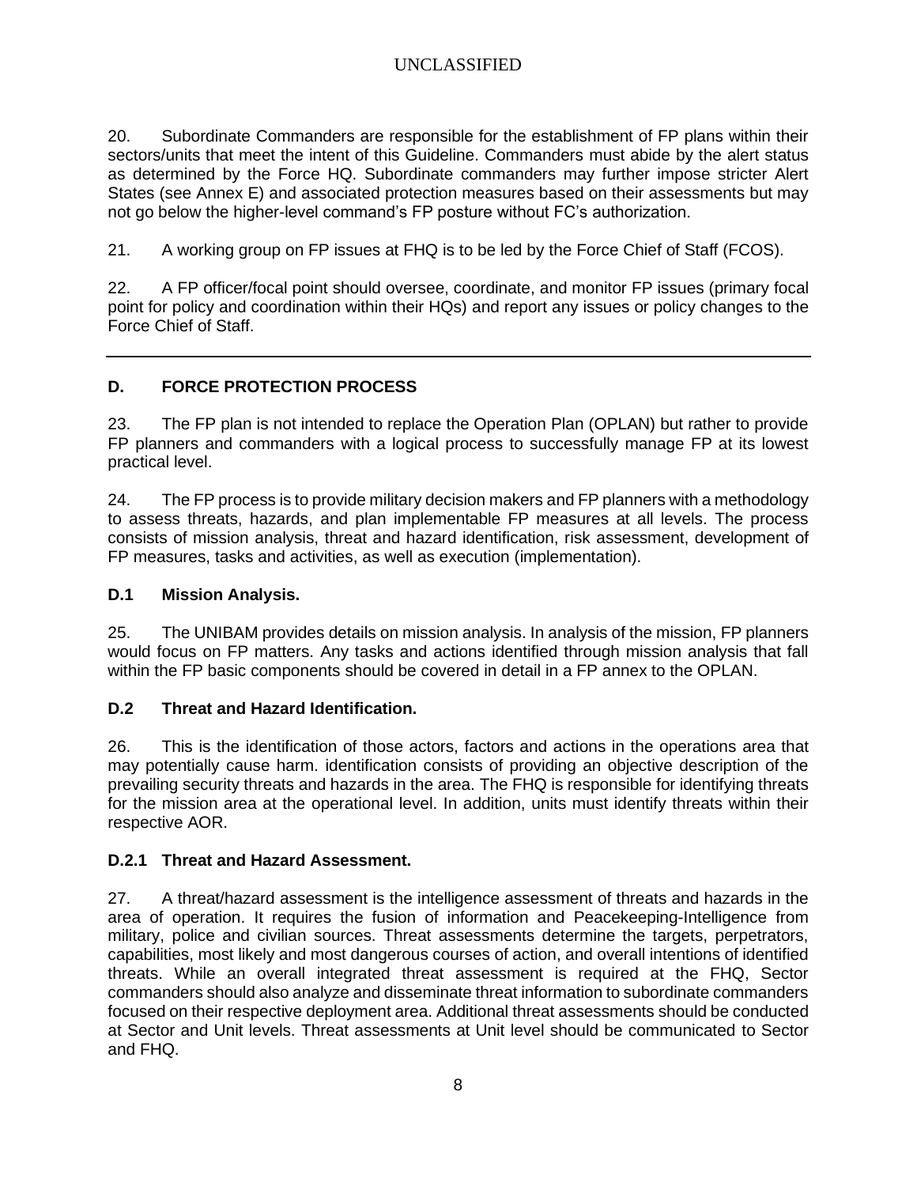20. Subordinate Commanders are responsible for the establishment of FP plans within their sectors/units that meet the intent of this Guideline. Commanders must abide by the alert status as determined by the Force HQ. Subordinate commanders may further impose stricter Alert States (see Annex E) and associated protection measures based on their assessments but may not go below the higher-level command's FP posture without FC's authorization.

21. A working group on FP issues at FHQ is to be led by the Force Chief of Staff (FCOS).

22. A FP officer/focal point should oversee, coordinate, and monitor FP issues (primary focal point for policy and coordination within their HQs) and report any issues or policy changes to the Force Chief of Staff.

---

## D. FORCE PROTECTION PROCESS

23. The FP plan is not intended to replace the Operation Plan (OPLAN) but rather to provide FP planners and commanders with a logical process to successfully manage FP at its lowest practical level.

24. The FP process is to provide military decision makers and FP planners with a methodology to assess threats, hazards, and plan implementable FP measures at all levels. The process consists of mission analysis, threat and hazard identification, risk assessment, development of FP measures, tasks and activities, as well as execution (implementation).

### D.1 Mission Analysis.

25. The UNIBAM provides details on mission analysis. In analysis of the mission, FP planners would focus on FP matters. Any tasks and actions identified through mission analysis that fall within the FP basic components should be covered in detail in a FP annex to the OPLAN.

### D.2 Threat and Hazard Identification.

26. This is the identification of those actors, factors and actions in the operations area that may potentially cause harm. identification consists of providing an objective description of the prevailing security threats and hazards in the area. The FHQ is responsible for identifying threats for the mission area at the operational level. In addition, units must identify threats within their respective AOR.

### D.2.1 Threat and Hazard Assessment.

27. A threat/hazard assessment is the intelligence assessment of threats and hazards in the area of operation. It requires the fusion of information and Peacekeeping-Intelligence from military, police and civilian sources. Threat assessments determine the targets, perpetrators, capabilities, most likely and most dangerous courses of action, and overall intentions of identified threats. While an overall integrated threat assessment is required at the FHQ, Sector commanders should also analyze and disseminate threat information to subordinate commanders focused on their respective deployment area. Additional threat assessments should be conducted at Sector and Unit levels. Threat assessments at Unit level should be communicated to Sector and FHQ.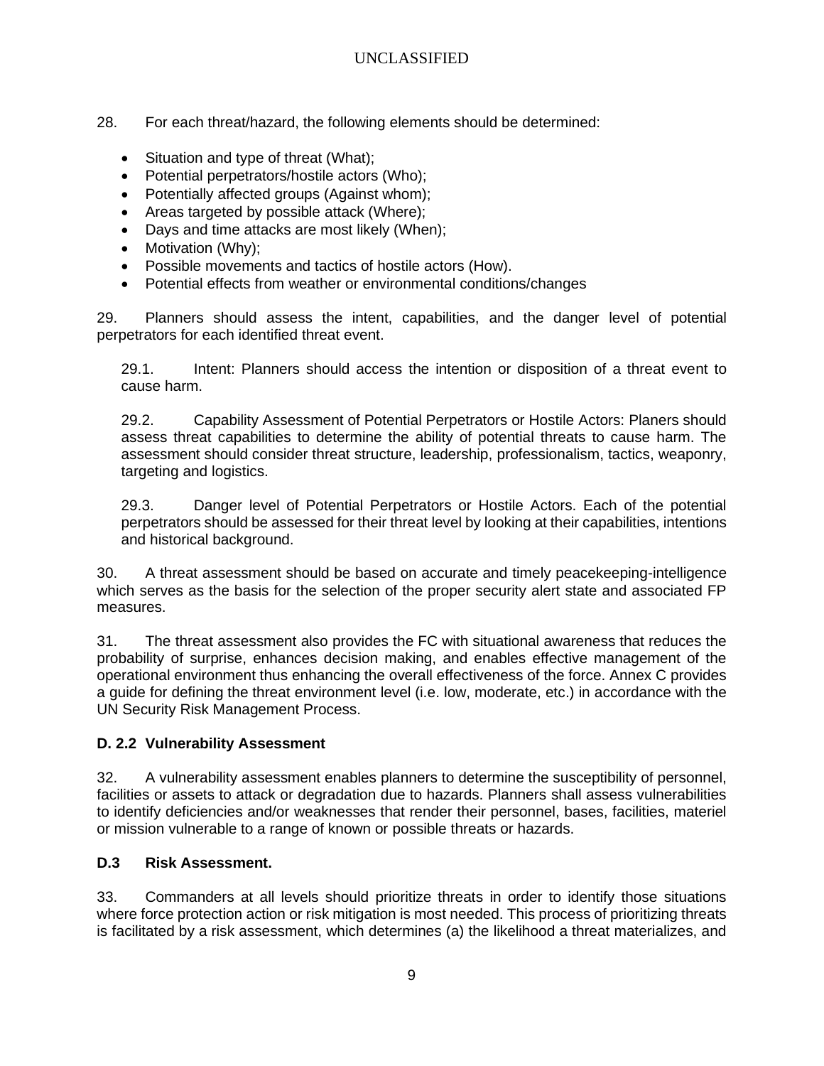28. For each threat/hazard, the following elements should be determined:

- Situation and type of threat (What);
- Potential perpetrators/hostile actors (Who);
- Potentially affected groups (Against whom);
- Areas targeted by possible attack (Where);
- Days and time attacks are most likely (When);
- Motivation (Why);
- Possible movements and tactics of hostile actors (How).
- Potential effects from weather or environmental conditions/changes

29. Planners should assess the intent, capabilities, and the danger level of potential perpetrators for each identified threat event.

29.1. Intent: Planners should access the intention or disposition of a threat event to cause harm.

29.2. Capability Assessment of Potential Perpetrators or Hostile Actors: Planers should assess threat capabilities to determine the ability of potential threats to cause harm. The assessment should consider threat structure, leadership, professionalism, tactics, weaponry, targeting and logistics.

29.3. Danger level of Potential Perpetrators or Hostile Actors. Each of the potential perpetrators should be assessed for their threat level by looking at their capabilities, intentions and historical background.

30. A threat assessment should be based on accurate and timely peacekeeping-intelligence which serves as the basis for the selection of the proper security alert state and associated FP measures.

31. The threat assessment also provides the FC with situational awareness that reduces the probability of surprise, enhances decision making, and enables effective management of the operational environment thus enhancing the overall effectiveness of the force. Annex C provides a guide for defining the threat environment level (i.e. low, moderate, etc.) in accordance with the UN Security Risk Management Process.

### D. 2.2 Vulnerability Assessment

32. A vulnerability assessment enables planners to determine the susceptibility of personnel, facilities or assets to attack or degradation due to hazards. Planners shall assess vulnerabilities to identify deficiencies and/or weaknesses that render their personnel, bases, facilities, materiel or mission vulnerable to a range of known or possible threats or hazards.

### D.3 Risk Assessment.

33. Commanders at all levels should prioritize threats in order to identify those situations where force protection action or risk mitigation is most needed. This process of prioritizing threats is facilitated by a risk assessment, which determines (a) the likelihood a threat materializes, and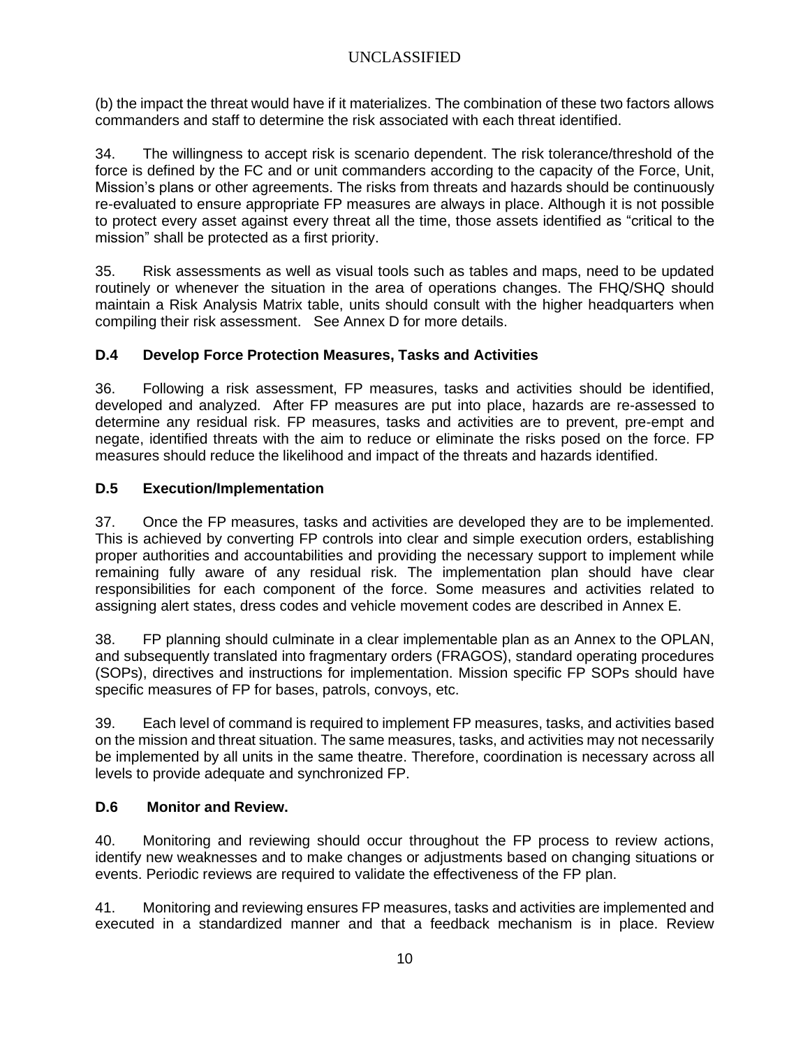(b) the impact the threat would have if it materializes. The combination of these two factors allows commanders and staff to determine the risk associated with each threat identified.

34. The willingness to accept risk is scenario dependent. The risk tolerance/threshold of the force is defined by the FC and or unit commanders according to the capacity of the Force, Unit, Mission's plans or other agreements. The risks from threats and hazards should be continuously re-evaluated to ensure appropriate FP measures are always in place. Although it is not possible to protect every asset against every threat all the time, those assets identified as "critical to the mission" shall be protected as a first priority.

35. Risk assessments as well as visual tools such as tables and maps, need to be updated routinely or whenever the situation in the area of operations changes. The FHQ/SHQ should maintain a Risk Analysis Matrix table, units should consult with the higher headquarters when compiling their risk assessment. See Annex D for more details.

### D.4 Develop Force Protection Measures, Tasks and Activities

36. Following a risk assessment, FP measures, tasks and activities should be identified, developed and analyzed. After FP measures are put into place, hazards are re-assessed to determine any residual risk. FP measures, tasks and activities are to prevent, pre-empt and negate, identified threats with the aim to reduce or eliminate the risks posed on the force. FP measures should reduce the likelihood and impact of the threats and hazards identified.

### D.5 Execution/Implementation

37. Once the FP measures, tasks and activities are developed they are to be implemented. This is achieved by converting FP controls into clear and simple execution orders, establishing proper authorities and accountabilities and providing the necessary support to implement while remaining fully aware of any residual risk. The implementation plan should have clear responsibilities for each component of the force. Some measures and activities related to assigning alert states, dress codes and vehicle movement codes are described in Annex E.

38. FP planning should culminate in a clear implementable plan as an Annex to the OPLAN, and subsequently translated into fragmentary orders (FRAGOS), standard operating procedures (SOPs), directives and instructions for implementation. Mission specific FP SOPs should have specific measures of FP for bases, patrols, convoys, etc.

39. Each level of command is required to implement FP measures, tasks, and activities based on the mission and threat situation. The same measures, tasks, and activities may not necessarily be implemented by all units in the same theatre. Therefore, coordination is necessary across all levels to provide adequate and synchronized FP.

### D.6 Monitor and Review.

40. Monitoring and reviewing should occur throughout the FP process to review actions, identify new weaknesses and to make changes or adjustments based on changing situations or events. Periodic reviews are required to validate the effectiveness of the FP plan.

41. Monitoring and reviewing ensures FP measures, tasks and activities are implemented and executed in a standardized manner and that a feedback mechanism is in place. Review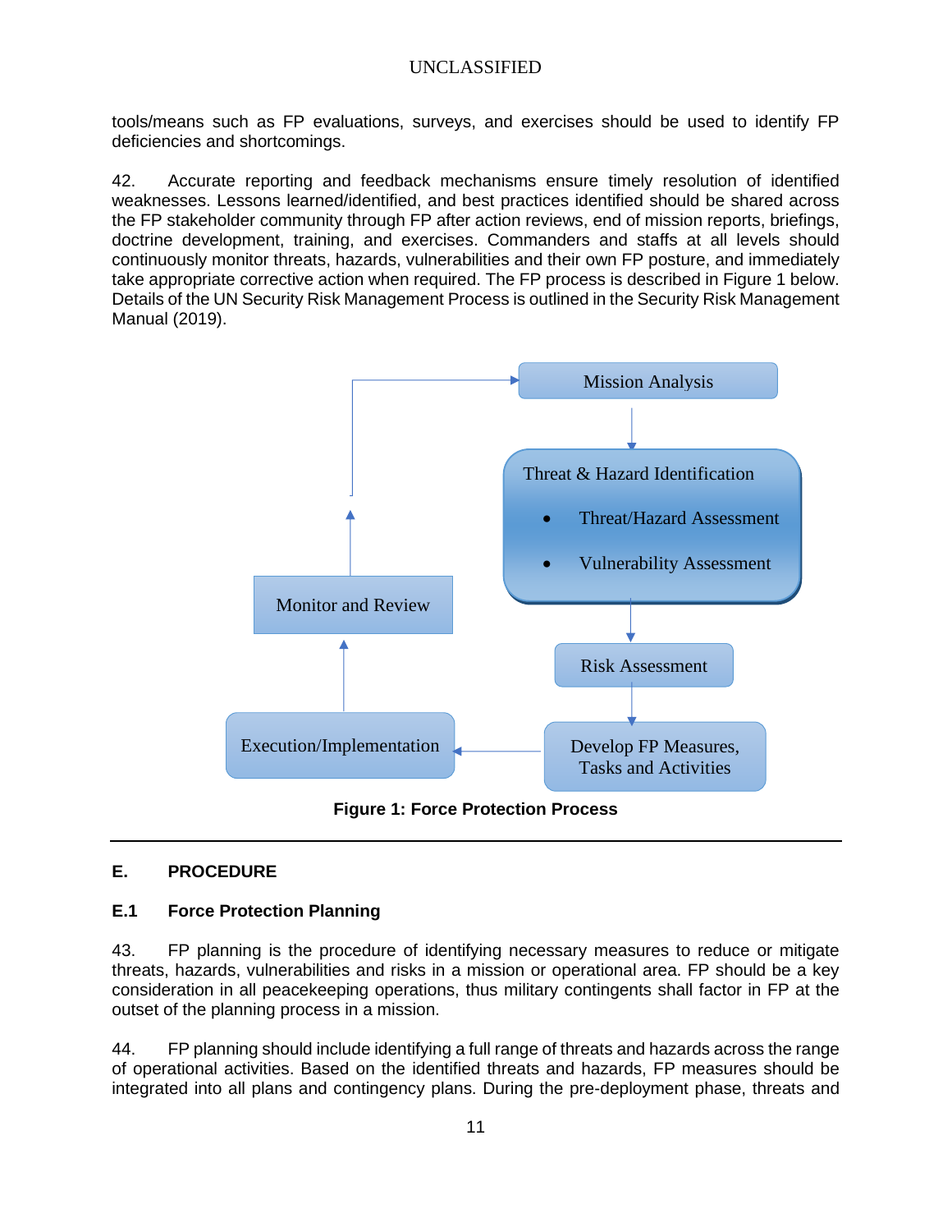tools/means such as FP evaluations, surveys, and exercises should be used to identify FP deficiencies and shortcomings.

42. Accurate reporting and feedback mechanisms ensure timely resolution of identified weaknesses. Lessons learned/identified, and best practices identified should be shared across the FP stakeholder community through FP after action reviews, end of mission reports, briefings, doctrine development, training, and exercises. Commanders and staffs at all levels should continuously monitor threats, hazards, vulnerabilities and their own FP posture, and immediately take appropriate corrective action when required. The FP process is described in Figure 1 below. Details of the UN Security Risk Management Process is outlined in the Security Risk Management Manual (2019).

Mission Analysis

Threat & Hazard Identification
- Threat/Hazard Assessment
- Vulnerability Assessment

Risk Assessment

Develop FP Measures, Tasks and Activities

Execution/Implementation

Monitor and Review

**Figure 1: Force Protection Process**

---

## E. PROCEDURE

### E.1 Force Protection Planning

43. FP planning is the procedure of identifying necessary measures to reduce or mitigate threats, hazards, vulnerabilities and risks in a mission or operational area. FP should be a key consideration in all peacekeeping operations, thus military contingents shall factor in FP at the outset of the planning process in a mission.

44. FP planning should include identifying a full range of threats and hazards across the range of operational activities. Based on the identified threats and hazards, FP measures should be integrated into all plans and contingency plans. During the pre-deployment phase, threats and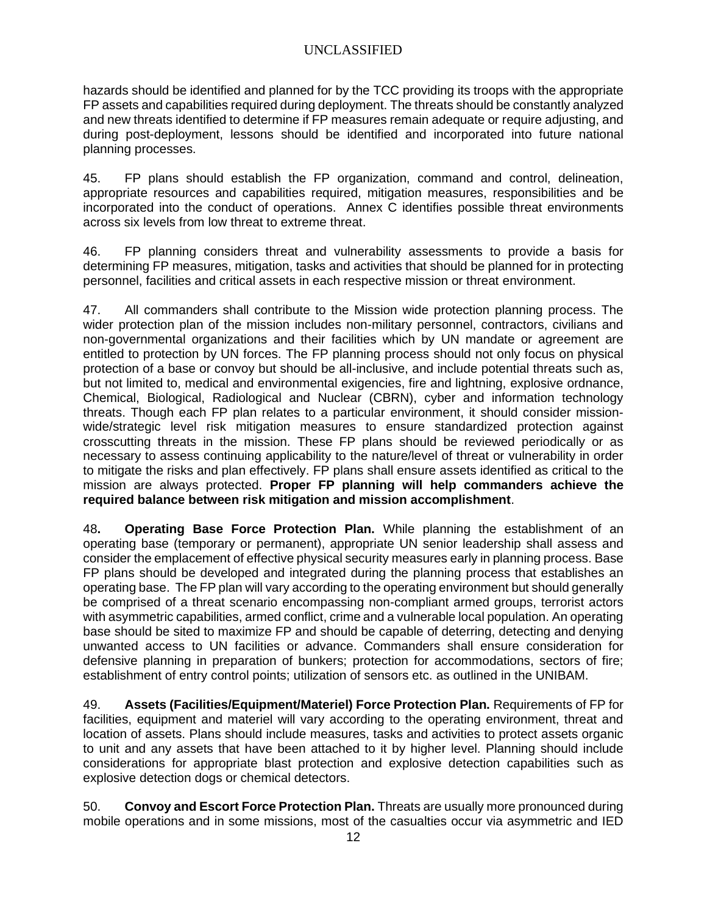hazards should be identified and planned for by the TCC providing its troops with the appropriate FP assets and capabilities required during deployment. The threats should be constantly analyzed and new threats identified to determine if FP measures remain adequate or require adjusting, and during post-deployment, lessons should be identified and incorporated into future national planning processes.

45. FP plans should establish the FP organization, command and control, delineation, appropriate resources and capabilities required, mitigation measures, responsibilities and be incorporated into the conduct of operations. Annex C identifies possible threat environments across six levels from low threat to extreme threat.

46. FP planning considers threat and vulnerability assessments to provide a basis for determining FP measures, mitigation, tasks and activities that should be planned for in protecting personnel, facilities and critical assets in each respective mission or threat environment.

47. All commanders shall contribute to the Mission wide protection planning process. The wider protection plan of the mission includes non-military personnel, contractors, civilians and non-governmental organizations and their facilities which by UN mandate or agreement are entitled to protection by UN forces. The FP planning process should not only focus on physical protection of a base or convoy but should be all-inclusive, and include potential threats such as, but not limited to, medical and environmental exigencies, fire and lightning, explosive ordnance, Chemical, Biological, Radiological and Nuclear (CBRN), cyber and information technology threats. Though each FP plan relates to a particular environment, it should consider mission-wide/strategic level risk mitigation measures to ensure standardized protection against crosscutting threats in the mission. These FP plans should be reviewed periodically or as necessary to assess continuing applicability to the nature/level of threat or vulnerability in order to mitigate the risks and plan effectively. FP plans shall ensure assets identified as critical to the mission are always protected. **Proper FP planning will help commanders achieve the required balance between risk mitigation and mission accomplishment**.

48**. Operating Base Force Protection Plan.** While planning the establishment of an operating base (temporary or permanent), appropriate UN senior leadership shall assess and consider the emplacement of effective physical security measures early in planning process. Base FP plans should be developed and integrated during the planning process that establishes an operating base. The FP plan will vary according to the operating environment but should generally be comprised of a threat scenario encompassing non-compliant armed groups, terrorist actors with asymmetric capabilities, armed conflict, crime and a vulnerable local population. An operating base should be sited to maximize FP and should be capable of deterring, detecting and denying unwanted access to UN facilities or advance. Commanders shall ensure consideration for defensive planning in preparation of bunkers; protection for accommodations, sectors of fire; establishment of entry control points; utilization of sensors etc. as outlined in the UNIBAM.

49. **Assets (Facilities/Equipment/Materiel) Force Protection Plan.** Requirements of FP for facilities, equipment and materiel will vary according to the operating environment, threat and location of assets. Plans should include measures, tasks and activities to protect assets organic to unit and any assets that have been attached to it by higher level. Planning should include considerations for appropriate blast protection and explosive detection capabilities such as explosive detection dogs or chemical detectors.

50. **Convoy and Escort Force Protection Plan.** Threats are usually more pronounced during mobile operations and in some missions, most of the casualties occur via asymmetric and IED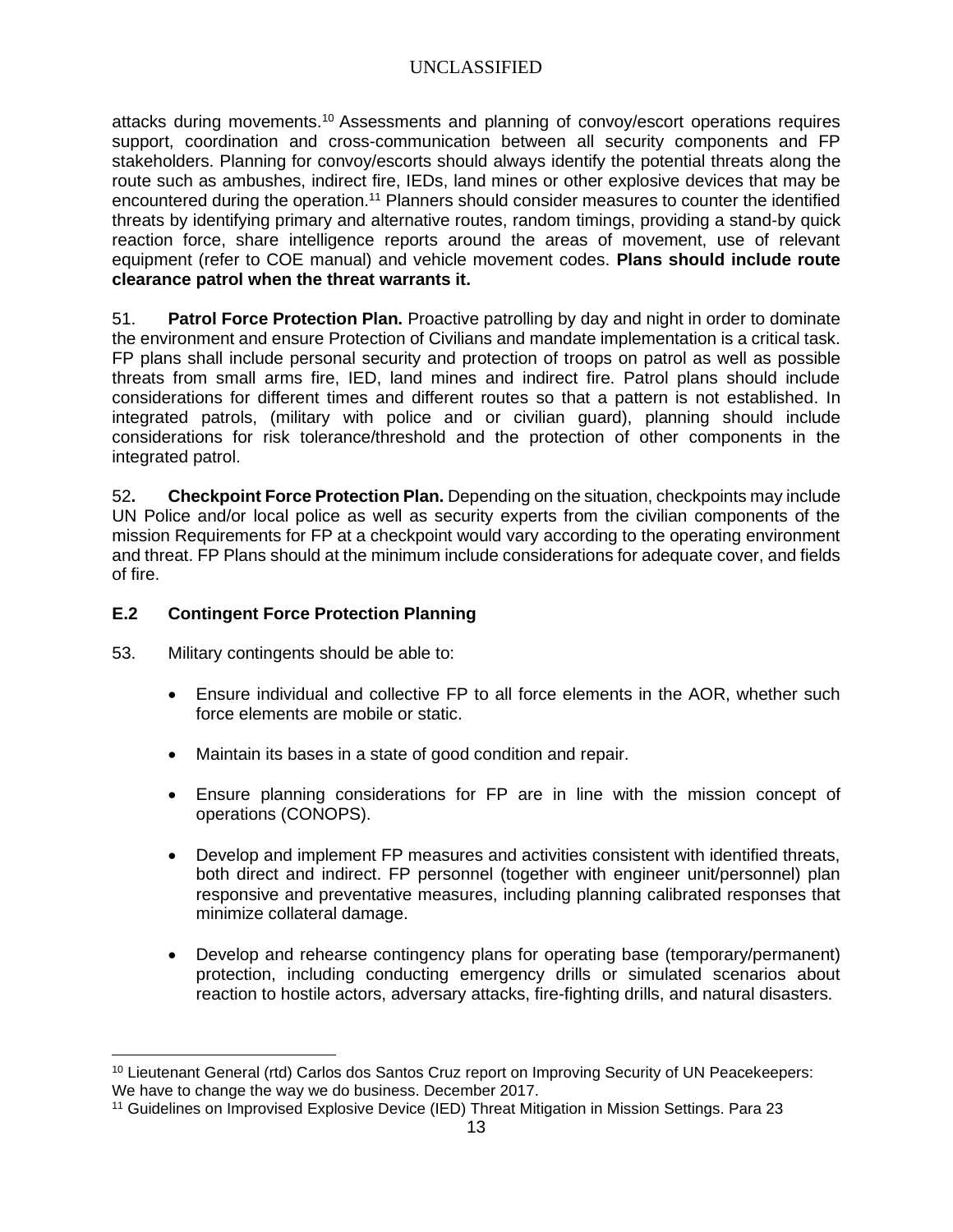attacks during movements.[10] Assessments and planning of convoy/escort operations requires support, coordination and cross-communication between all security components and FP stakeholders. Planning for convoy/escorts should always identify the potential threats along the route such as ambushes, indirect fire, IEDs, land mines or other explosive devices that may be encountered during the operation.[11] Planners should consider measures to counter the identified threats by identifying primary and alternative routes, random timings, providing a stand-by quick reaction force, share intelligence reports around the areas of movement, use of relevant equipment (refer to COE manual) and vehicle movement codes. **Plans should include route clearance patrol when the threat warrants it.**

51. **Patrol Force Protection Plan.** Proactive patrolling by day and night in order to dominate the environment and ensure Protection of Civilians and mandate implementation is a critical task. FP plans shall include personal security and protection of troops on patrol as well as possible threats from small arms fire, IED, land mines and indirect fire. Patrol plans should include considerations for different times and different routes so that a pattern is not established. In integrated patrols, (military with police and or civilian guard), planning should include considerations for risk tolerance/threshold and the protection of other components in the integrated patrol.

52**.** **Checkpoint Force Protection Plan.** Depending on the situation, checkpoints may include UN Police and/or local police as well as security experts from the civilian components of the mission Requirements for FP at a checkpoint would vary according to the operating environment and threat. FP Plans should at the minimum include considerations for adequate cover, and fields of fire.

### E.2 Contingent Force Protection Planning

53. Military contingents should be able to:

- Ensure individual and collective FP to all force elements in the AOR, whether such force elements are mobile or static.
- Maintain its bases in a state of good condition and repair.
- Ensure planning considerations for FP are in line with the mission concept of operations (CONOPS).
- Develop and implement FP measures and activities consistent with identified threats, both direct and indirect. FP personnel (together with engineer unit/personnel) plan responsive and preventative measures, including planning calibrated responses that minimize collateral damage.
- Develop and rehearse contingency plans for operating base (temporary/permanent) protection, including conducting emergency drills or simulated scenarios about reaction to hostile actors, adversary attacks, fire-fighting drills, and natural disasters.

---

[10] Lieutenant General (rtd) Carlos dos Santos Cruz report on Improving Security of UN Peacekeepers: We have to change the way we do business. December 2017.

[11] Guidelines on Improvised Explosive Device (IED) Threat Mitigation in Mission Settings. Para 23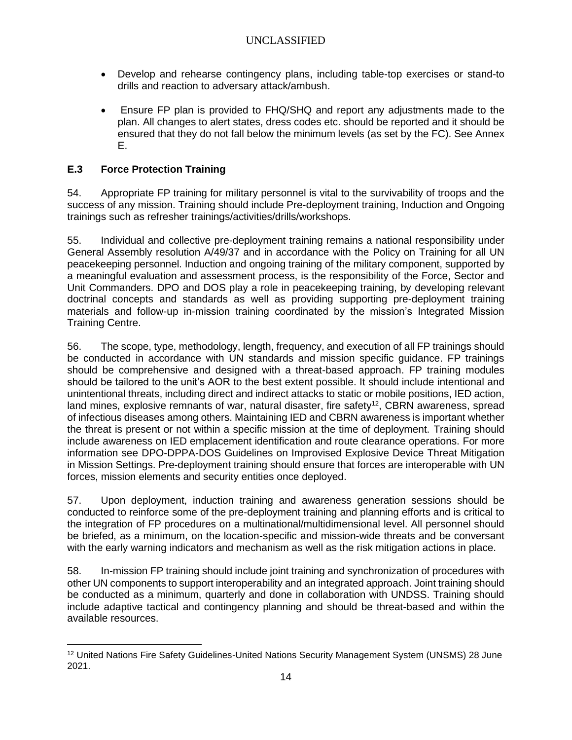- Develop and rehearse contingency plans, including table-top exercises or stand-to drills and reaction to adversary attack/ambush.

- Ensure FP plan is provided to FHQ/SHQ and report any adjustments made to the plan. All changes to alert states, dress codes etc. should be reported and it should be ensured that they do not fall below the minimum levels (as set by the FC). See Annex E.

### E.3 Force Protection Training

54. Appropriate FP training for military personnel is vital to the survivability of troops and the success of any mission. Training should include Pre-deployment training, Induction and Ongoing trainings such as refresher trainings/activities/drills/workshops.

55. Individual and collective pre-deployment training remains a national responsibility under General Assembly resolution A/49/37 and in accordance with the Policy on Training for all UN peacekeeping personnel. Induction and ongoing training of the military component, supported by a meaningful evaluation and assessment process, is the responsibility of the Force, Sector and Unit Commanders. DPO and DOS play a role in peacekeeping training, by developing relevant doctrinal concepts and standards as well as providing supporting pre-deployment training materials and follow-up in-mission training coordinated by the mission's Integrated Mission Training Centre.

56. The scope, type, methodology, length, frequency, and execution of all FP trainings should be conducted in accordance with UN standards and mission specific guidance. FP trainings should be comprehensive and designed with a threat-based approach. FP training modules should be tailored to the unit's AOR to the best extent possible. It should include intentional and unintentional threats, including direct and indirect attacks to static or mobile positions, IED action, land mines, explosive remnants of war, natural disaster, fire safety[12], CBRN awareness, spread of infectious diseases among others. Maintaining IED and CBRN awareness is important whether the threat is present or not within a specific mission at the time of deployment. Training should include awareness on IED emplacement identification and route clearance operations. For more information see DPO-DPPA-DOS Guidelines on Improvised Explosive Device Threat Mitigation in Mission Settings. Pre-deployment training should ensure that forces are interoperable with UN forces, mission elements and security entities once deployed.

57. Upon deployment, induction training and awareness generation sessions should be conducted to reinforce some of the pre-deployment training and planning efforts and is critical to the integration of FP procedures on a multinational/multidimensional level. All personnel should be briefed, as a minimum, on the location-specific and mission-wide threats and be conversant with the early warning indicators and mechanism as well as the risk mitigation actions in place.

58. In-mission FP training should include joint training and synchronization of procedures with other UN components to support interoperability and an integrated approach. Joint training should be conducted as a minimum, quarterly and done in collaboration with UNDSS. Training should include adaptive tactical and contingency planning and should be threat-based and within the available resources.

[12] United Nations Fire Safety Guidelines-United Nations Security Management System (UNSMS) 28 June 2021.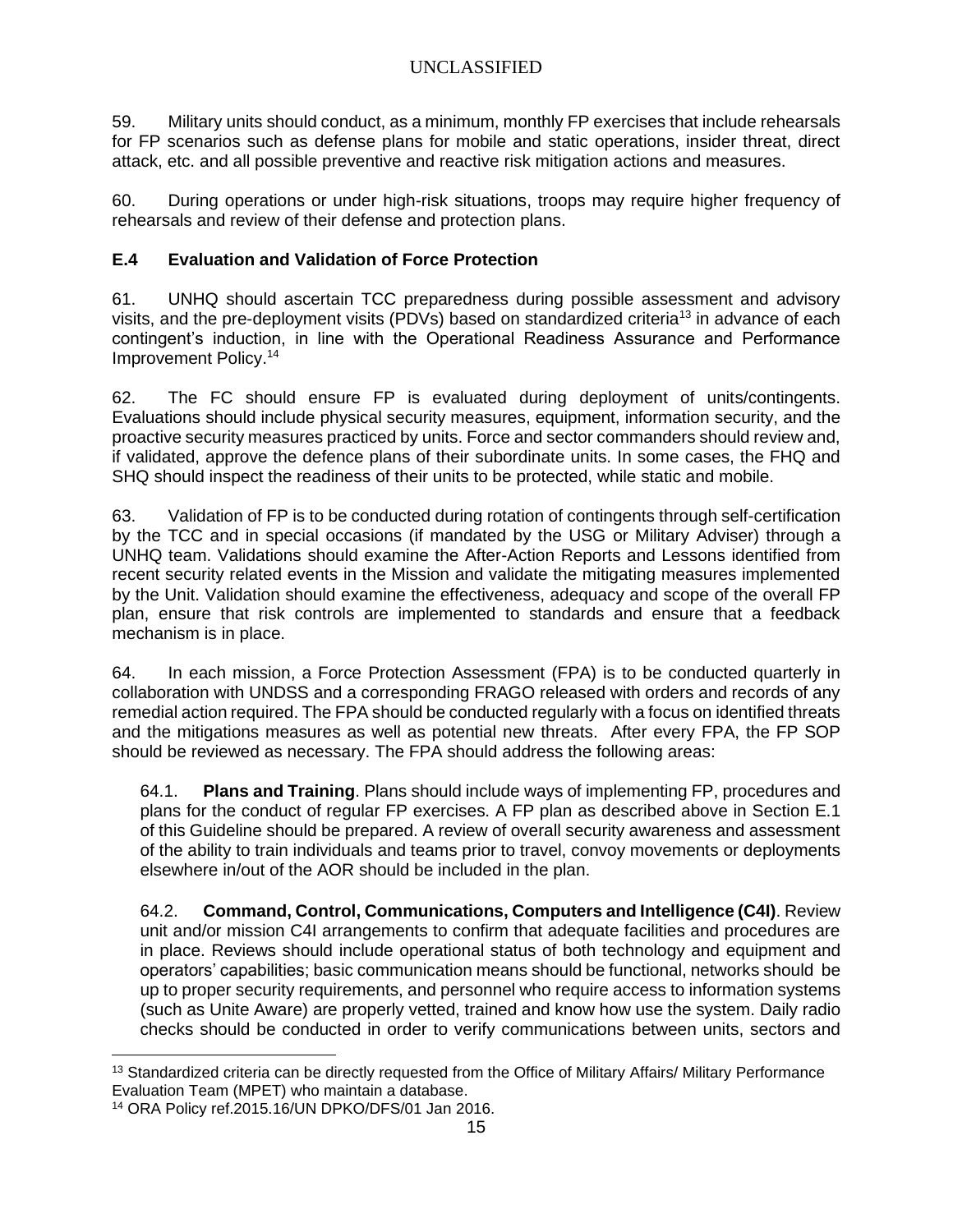59. Military units should conduct, as a minimum, monthly FP exercises that include rehearsals for FP scenarios such as defense plans for mobile and static operations, insider threat, direct attack, etc. and all possible preventive and reactive risk mitigation actions and measures.

60. During operations or under high-risk situations, troops may require higher frequency of rehearsals and review of their defense and protection plans.

### E.4 Evaluation and Validation of Force Protection

61. UNHQ should ascertain TCC preparedness during possible assessment and advisory visits, and the pre-deployment visits (PDVs) based on standardized criteria[13] in advance of each contingent's induction, in line with the Operational Readiness Assurance and Performance Improvement Policy.[14]

62. The FC should ensure FP is evaluated during deployment of units/contingents. Evaluations should include physical security measures, equipment, information security, and the proactive security measures practiced by units. Force and sector commanders should review and, if validated, approve the defence plans of their subordinate units. In some cases, the FHQ and SHQ should inspect the readiness of their units to be protected, while static and mobile.

63. Validation of FP is to be conducted during rotation of contingents through self-certification by the TCC and in special occasions (if mandated by the USG or Military Adviser) through a UNHQ team. Validations should examine the After-Action Reports and Lessons identified from recent security related events in the Mission and validate the mitigating measures implemented by the Unit. Validation should examine the effectiveness, adequacy and scope of the overall FP plan, ensure that risk controls are implemented to standards and ensure that a feedback mechanism is in place.

64. In each mission, a Force Protection Assessment (FPA) is to be conducted quarterly in collaboration with UNDSS and a corresponding FRAGO released with orders and records of any remedial action required. The FPA should be conducted regularly with a focus on identified threats and the mitigations measures as well as potential new threats. After every FPA, the FP SOP should be reviewed as necessary. The FPA should address the following areas:

64.1. **Plans and Training**. Plans should include ways of implementing FP, procedures and plans for the conduct of regular FP exercises. A FP plan as described above in Section E.1 of this Guideline should be prepared. A review of overall security awareness and assessment of the ability to train individuals and teams prior to travel, convoy movements or deployments elsewhere in/out of the AOR should be included in the plan.

64.2. **Command, Control, Communications, Computers and Intelligence (C4I)**. Review unit and/or mission C4I arrangements to confirm that adequate facilities and procedures are in place. Reviews should include operational status of both technology and equipment and operators' capabilities; basic communication means should be functional, networks should be up to proper security requirements, and personnel who require access to information systems (such as Unite Aware) are properly vetted, trained and know how use the system. Daily radio checks should be conducted in order to verify communications between units, sectors and

[13] Standardized criteria can be directly requested from the Office of Military Affairs/ Military Performance Evaluation Team (MPET) who maintain a database.

[14] ORA Policy ref.2015.16/UN DPKO/DFS/01 Jan 2016.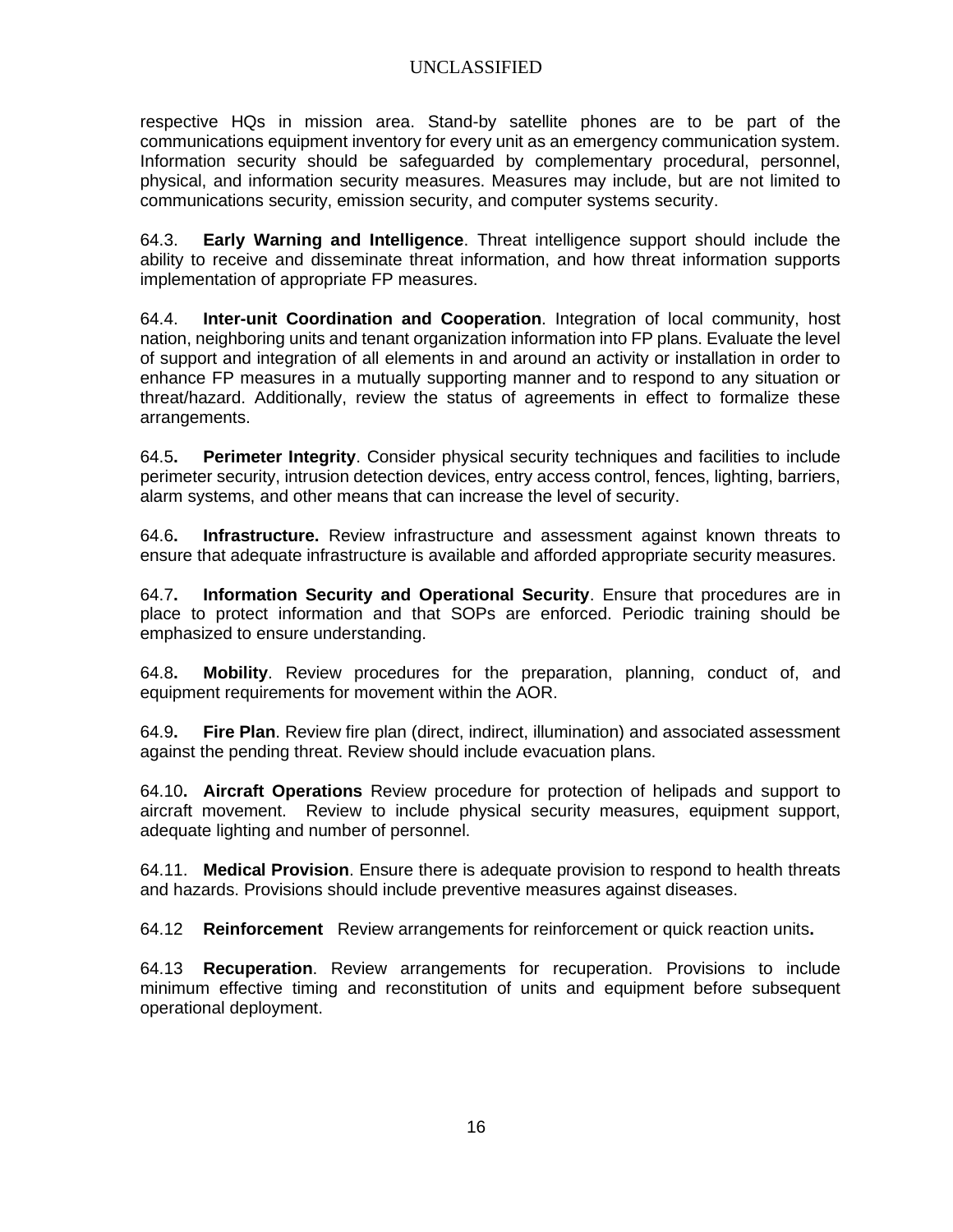respective HQs in mission area. Stand-by satellite phones are to be part of the communications equipment inventory for every unit as an emergency communication system. Information security should be safeguarded by complementary procedural, personnel, physical, and information security measures. Measures may include, but are not limited to communications security, emission security, and computer systems security.

64.3. **Early Warning and Intelligence**. Threat intelligence support should include the ability to receive and disseminate threat information, and how threat information supports implementation of appropriate FP measures.

64.4. **Inter-unit Coordination and Cooperation**. Integration of local community, host nation, neighboring units and tenant organization information into FP plans. Evaluate the level of support and integration of all elements in and around an activity or installation in order to enhance FP measures in a mutually supporting manner and to respond to any situation or threat/hazard. Additionally, review the status of agreements in effect to formalize these arrangements.

64.5**.** **Perimeter Integrity**. Consider physical security techniques and facilities to include perimeter security, intrusion detection devices, entry access control, fences, lighting, barriers, alarm systems, and other means that can increase the level of security.

64.6**.** **Infrastructure.** Review infrastructure and assessment against known threats to ensure that adequate infrastructure is available and afforded appropriate security measures.

64.7**.** **Information Security and Operational Security**. Ensure that procedures are in place to protect information and that SOPs are enforced. Periodic training should be emphasized to ensure understanding.

64.8**.** **Mobility**. Review procedures for the preparation, planning, conduct of, and equipment requirements for movement within the AOR.

64.9**.** **Fire Plan**. Review fire plan (direct, indirect, illumination) and associated assessment against the pending threat. Review should include evacuation plans.

64.10**.** **Aircraft Operations** Review procedure for protection of helipads and support to aircraft movement. Review to include physical security measures, equipment support, adequate lighting and number of personnel.

64.11. **Medical Provision**. Ensure there is adequate provision to respond to health threats and hazards. Provisions should include preventive measures against diseases.

64.12 **Reinforcement** Review arrangements for reinforcement or quick reaction units**.**

64.13 **Recuperation**. Review arrangements for recuperation. Provisions to include minimum effective timing and reconstitution of units and equipment before subsequent operational deployment.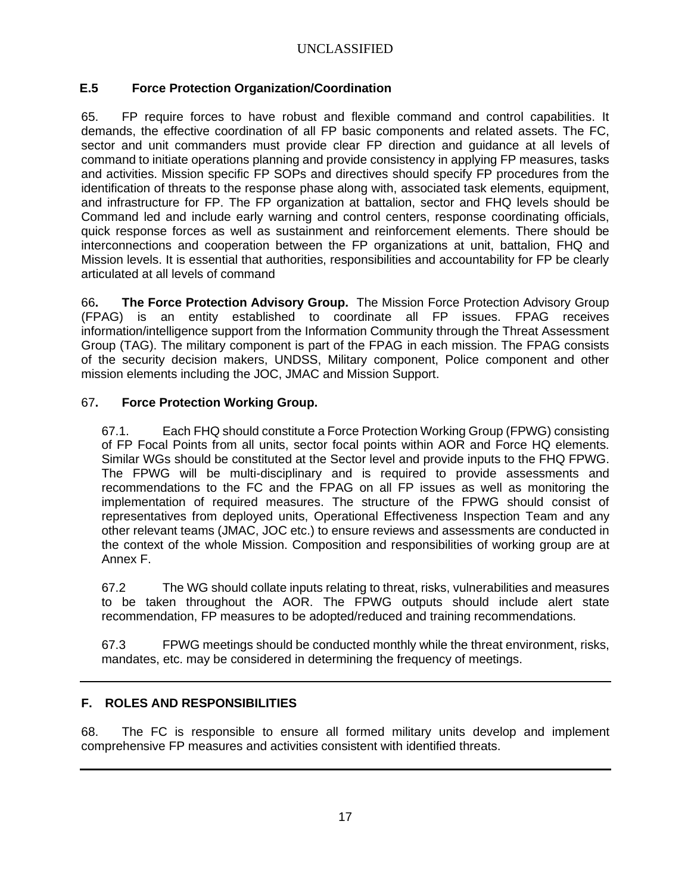### E.5 Force Protection Organization/Coordination

65. FP require forces to have robust and flexible command and control capabilities. It demands, the effective coordination of all FP basic components and related assets. The FC, sector and unit commanders must provide clear FP direction and guidance at all levels of command to initiate operations planning and provide consistency in applying FP measures, tasks and activities. Mission specific FP SOPs and directives should specify FP procedures from the identification of threats to the response phase along with, associated task elements, equipment, and infrastructure for FP. The FP organization at battalion, sector and FHQ levels should be Command led and include early warning and control centers, response coordinating officials, quick response forces as well as sustainment and reinforcement elements. There should be interconnections and cooperation between the FP organizations at unit, battalion, FHQ and Mission levels. It is essential that authorities, responsibilities and accountability for FP be clearly articulated at all levels of command

66**.** **The Force Protection Advisory Group.** The Mission Force Protection Advisory Group (FPAG) is an entity established to coordinate all FP issues. FPAG receives information/intelligence support from the Information Community through the Threat Assessment Group (TAG). The military component is part of the FPAG in each mission. The FPAG consists of the security decision makers, UNDSS, Military component, Police component and other mission elements including the JOC, JMAC and Mission Support.

67**.** **Force Protection Working Group.**

67.1. Each FHQ should constitute a Force Protection Working Group (FPWG) consisting of FP Focal Points from all units, sector focal points within AOR and Force HQ elements. Similar WGs should be constituted at the Sector level and provide inputs to the FHQ FPWG. The FPWG will be multi-disciplinary and is required to provide assessments and recommendations to the FC and the FPAG on all FP issues as well as monitoring the implementation of required measures. The structure of the FPWG should consist of representatives from deployed units, Operational Effectiveness Inspection Team and any other relevant teams (JMAC, JOC etc.) to ensure reviews and assessments are conducted in the context of the whole Mission. Composition and responsibilities of working group are at Annex F.

67.2 The WG should collate inputs relating to threat, risks, vulnerabilities and measures to be taken throughout the AOR. The FPWG outputs should include alert state recommendation, FP measures to be adopted/reduced and training recommendations.

67.3 FPWG meetings should be conducted monthly while the threat environment, risks, mandates, etc. may be considered in determining the frequency of meetings.

---

## F. ROLES AND RESPONSIBILITIES

68. The FC is responsible to ensure all formed military units develop and implement comprehensive FP measures and activities consistent with identified threats.

---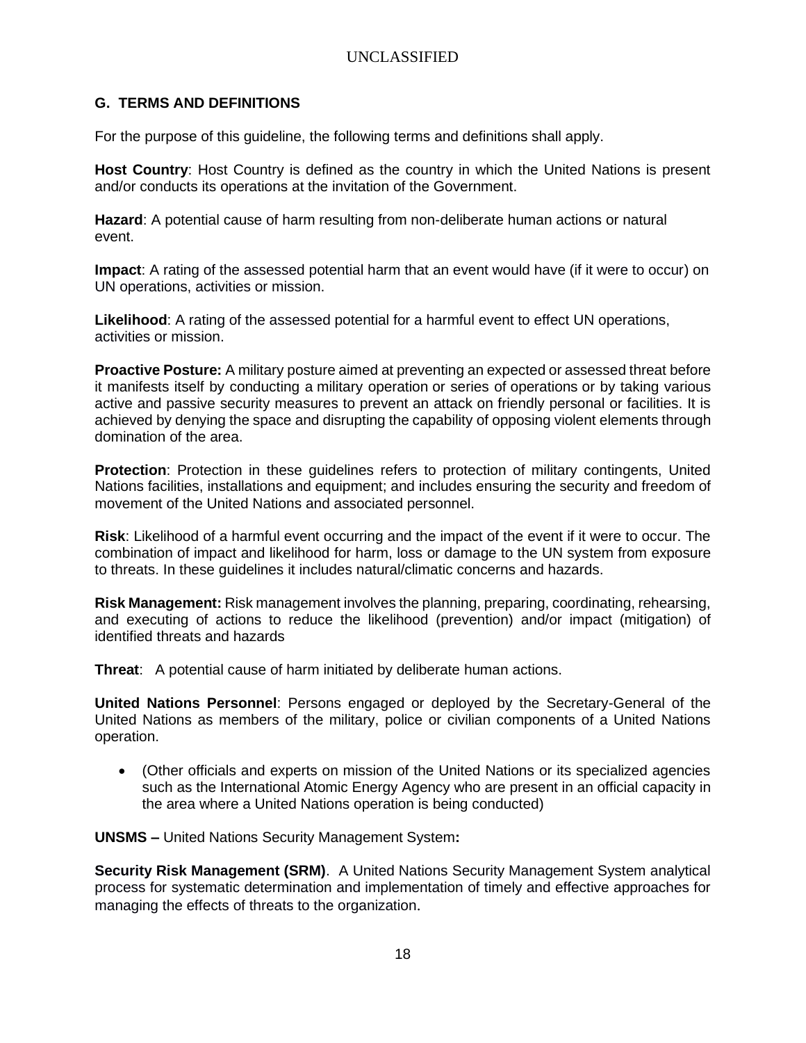## G. TERMS AND DEFINITIONS

For the purpose of this guideline, the following terms and definitions shall apply.

**Host Country**: Host Country is defined as the country in which the United Nations is present and/or conducts its operations at the invitation of the Government.

**Hazard**: A potential cause of harm resulting from non-deliberate human actions or natural event.

**Impact**: A rating of the assessed potential harm that an event would have (if it were to occur) on UN operations, activities or mission.

**Likelihood**: A rating of the assessed potential for a harmful event to effect UN operations, activities or mission.

**Proactive Posture:** A military posture aimed at preventing an expected or assessed threat before it manifests itself by conducting a military operation or series of operations or by taking various active and passive security measures to prevent an attack on friendly personal or facilities. It is achieved by denying the space and disrupting the capability of opposing violent elements through domination of the area.

**Protection**: Protection in these guidelines refers to protection of military contingents, United Nations facilities, installations and equipment; and includes ensuring the security and freedom of movement of the United Nations and associated personnel.

**Risk**: Likelihood of a harmful event occurring and the impact of the event if it were to occur. The combination of impact and likelihood for harm, loss or damage to the UN system from exposure to threats. In these guidelines it includes natural/climatic concerns and hazards.

**Risk Management:** Risk management involves the planning, preparing, coordinating, rehearsing, and executing of actions to reduce the likelihood (prevention) and/or impact (mitigation) of identified threats and hazards

**Threat**: A potential cause of harm initiated by deliberate human actions.

**United Nations Personnel**: Persons engaged or deployed by the Secretary-General of the United Nations as members of the military, police or civilian components of a United Nations operation.

- (Other officials and experts on mission of the United Nations or its specialized agencies such as the International Atomic Energy Agency who are present in an official capacity in the area where a United Nations operation is being conducted)

**UNSMS –** United Nations Security Management System**:**

**Security Risk Management (SRM)**. A United Nations Security Management System analytical process for systematic determination and implementation of timely and effective approaches for managing the effects of threats to the organization.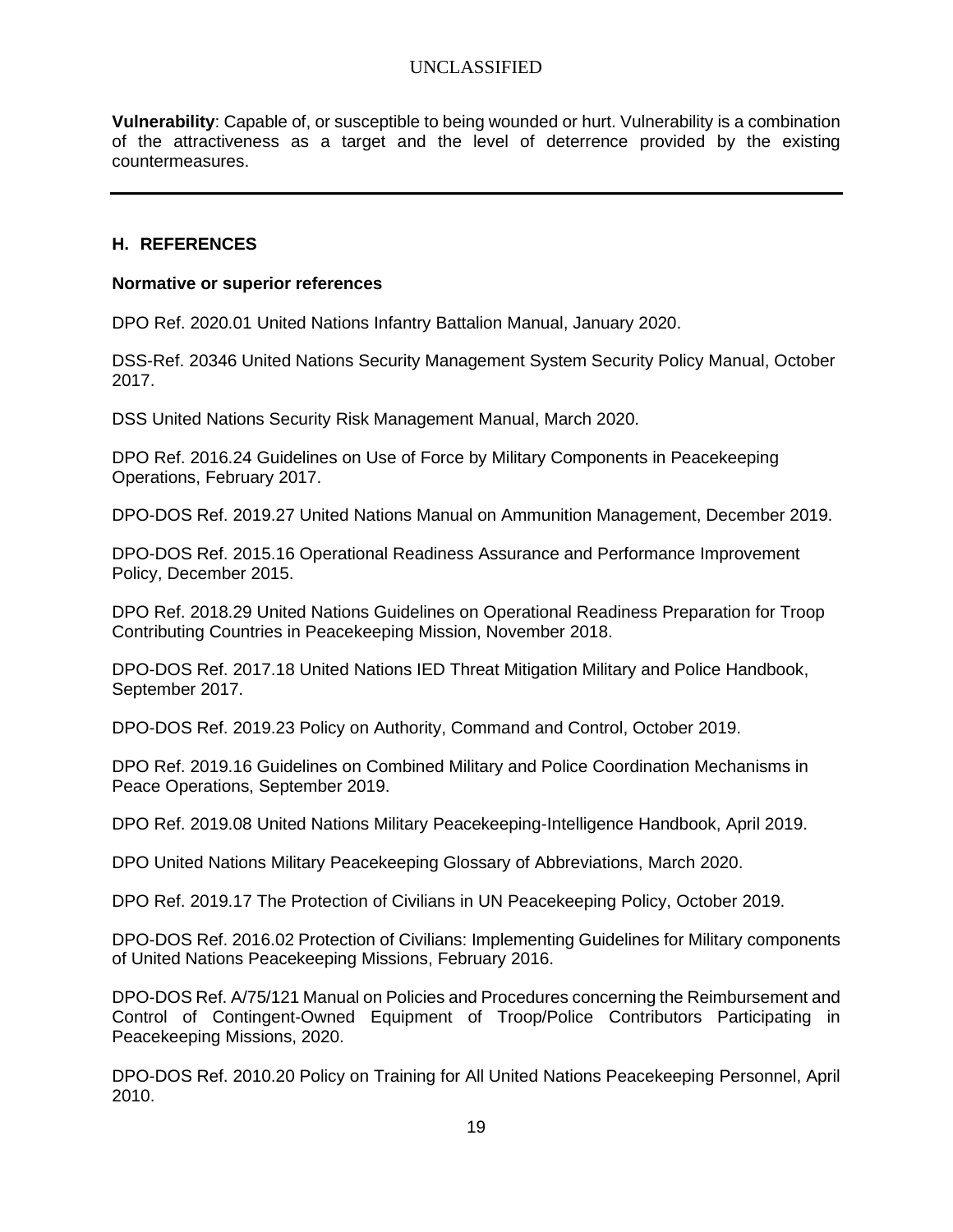**Vulnerability**: Capable of, or susceptible to being wounded or hurt. Vulnerability is a combination of the attractiveness as a target and the level of deterrence provided by the existing countermeasures.

---

## H. REFERENCES

**Normative or superior references**

DPO Ref. 2020.01 United Nations Infantry Battalion Manual, January 2020.

DSS-Ref. 20346 United Nations Security Management System Security Policy Manual, October 2017.

DSS United Nations Security Risk Management Manual, March 2020.

DPO Ref. 2016.24 Guidelines on Use of Force by Military Components in Peacekeeping Operations, February 2017.

DPO-DOS Ref. 2019.27 United Nations Manual on Ammunition Management, December 2019.

DPO-DOS Ref. 2015.16 Operational Readiness Assurance and Performance Improvement Policy, December 2015.

DPO Ref. 2018.29 United Nations Guidelines on Operational Readiness Preparation for Troop Contributing Countries in Peacekeeping Mission, November 2018.

DPO-DOS Ref. 2017.18 United Nations IED Threat Mitigation Military and Police Handbook, September 2017.

DPO-DOS Ref. 2019.23 Policy on Authority, Command and Control, October 2019.

DPO Ref. 2019.16 Guidelines on Combined Military and Police Coordination Mechanisms in Peace Operations, September 2019.

DPO Ref. 2019.08 United Nations Military Peacekeeping-Intelligence Handbook, April 2019.

DPO United Nations Military Peacekeeping Glossary of Abbreviations, March 2020.

DPO Ref. 2019.17 The Protection of Civilians in UN Peacekeeping Policy, October 2019.

DPO-DOS Ref. 2016.02 Protection of Civilians: Implementing Guidelines for Military components of United Nations Peacekeeping Missions, February 2016.

DPO-DOS Ref. A/75/121 Manual on Policies and Procedures concerning the Reimbursement and Control of Contingent-Owned Equipment of Troop/Police Contributors Participating in Peacekeeping Missions, 2020.

DPO-DOS Ref. 2010.20 Policy on Training for All United Nations Peacekeeping Personnel, April 2010.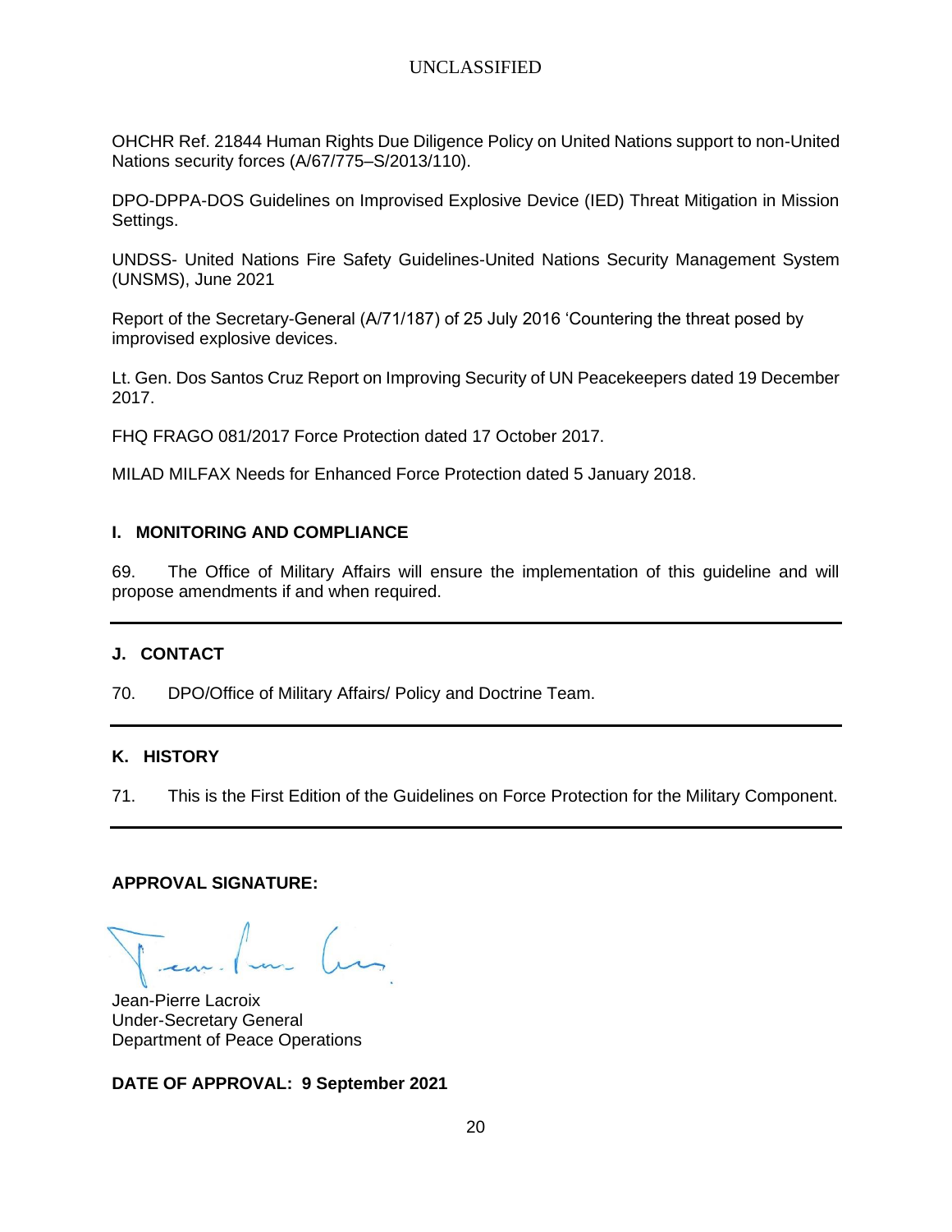OHCHR Ref. 21844 Human Rights Due Diligence Policy on United Nations support to non-United Nations security forces (A/67/775–S/2013/110).

DPO-DPPA-DOS Guidelines on Improvised Explosive Device (IED) Threat Mitigation in Mission Settings.

UNDSS- United Nations Fire Safety Guidelines-United Nations Security Management System (UNSMS), June 2021

Report of the Secretary-General (A/71/187) of 25 July 2016 'Countering the threat posed by improvised explosive devices.

Lt. Gen. Dos Santos Cruz Report on Improving Security of UN Peacekeepers dated 19 December 2017.

FHQ FRAGO 081/2017 Force Protection dated 17 October 2017.

MILAD MILFAX Needs for Enhanced Force Protection dated 5 January 2018.

## I. MONITORING AND COMPLIANCE

69. The Office of Military Affairs will ensure the implementation of this guideline and will propose amendments if and when required.

---

## J. CONTACT

70. DPO/Office of Military Affairs/ Policy and Doctrine Team.

---

## K. HISTORY

71. This is the First Edition of the Guidelines on Force Protection for the Military Component.

---

**APPROVAL SIGNATURE:**

Jean-Pierre Lacroix
Under-Secretary General
Department of Peace Operations

**DATE OF APPROVAL: 9 September 2021**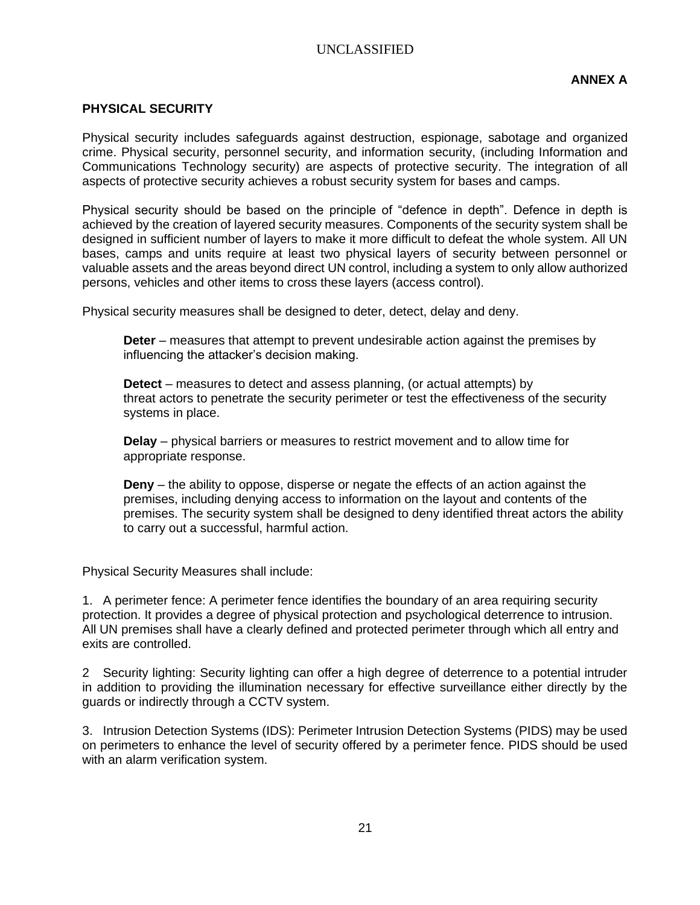**ANNEX A**

## PHYSICAL SECURITY

Physical security includes safeguards against destruction, espionage, sabotage and organized crime. Physical security, personnel security, and information security, (including Information and Communications Technology security) are aspects of protective security. The integration of all aspects of protective security achieves a robust security system for bases and camps.

Physical security should be based on the principle of "defence in depth". Defence in depth is achieved by the creation of layered security measures. Components of the security system shall be designed in sufficient number of layers to make it more difficult to defeat the whole system. All UN bases, camps and units require at least two physical layers of security between personnel or valuable assets and the areas beyond direct UN control, including a system to only allow authorized persons, vehicles and other items to cross these layers (access control).

Physical security measures shall be designed to deter, detect, delay and deny.

> **Deter** – measures that attempt to prevent undesirable action against the premises by influencing the attacker's decision making.
>
> **Detect** – measures to detect and assess planning, (or actual attempts) by threat actors to penetrate the security perimeter or test the effectiveness of the security systems in place.
>
> **Delay** – physical barriers or measures to restrict movement and to allow time for appropriate response.
>
> **Deny** – the ability to oppose, disperse or negate the effects of an action against the premises, including denying access to information on the layout and contents of the premises. The security system shall be designed to deny identified threat actors the ability to carry out a successful, harmful action.

Physical Security Measures shall include:

1. A perimeter fence: A perimeter fence identifies the boundary of an area requiring security protection. It provides a degree of physical protection and psychological deterrence to intrusion. All UN premises shall have a clearly defined and protected perimeter through which all entry and exits are controlled.

2 Security lighting: Security lighting can offer a high degree of deterrence to a potential intruder in addition to providing the illumination necessary for effective surveillance either directly by the guards or indirectly through a CCTV system.

3. Intrusion Detection Systems (IDS): Perimeter Intrusion Detection Systems (PIDS) may be used on perimeters to enhance the level of security offered by a perimeter fence. PIDS should be used with an alarm verification system.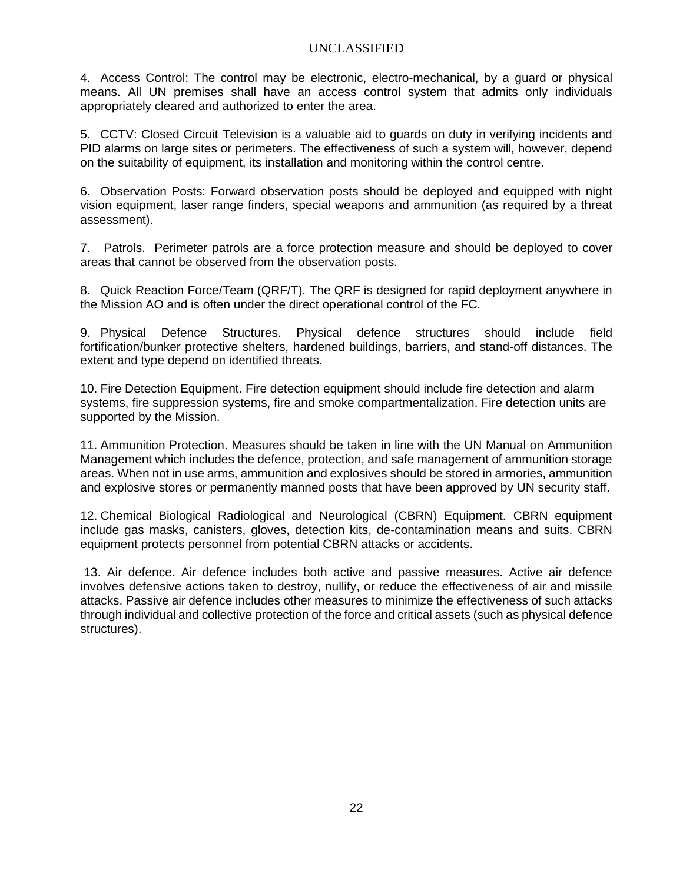4. Access Control: The control may be electronic, electro-mechanical, by a guard or physical means. All UN premises shall have an access control system that admits only individuals appropriately cleared and authorized to enter the area.

5. CCTV: Closed Circuit Television is a valuable aid to guards on duty in verifying incidents and PID alarms on large sites or perimeters. The effectiveness of such a system will, however, depend on the suitability of equipment, its installation and monitoring within the control centre.

6. Observation Posts: Forward observation posts should be deployed and equipped with night vision equipment, laser range finders, special weapons and ammunition (as required by a threat assessment).

7. Patrols. Perimeter patrols are a force protection measure and should be deployed to cover areas that cannot be observed from the observation posts.

8. Quick Reaction Force/Team (QRF/T). The QRF is designed for rapid deployment anywhere in the Mission AO and is often under the direct operational control of the FC.

9. Physical Defence Structures. Physical defence structures should include field fortification/bunker protective shelters, hardened buildings, barriers, and stand-off distances. The extent and type depend on identified threats.

10. Fire Detection Equipment. Fire detection equipment should include fire detection and alarm systems, fire suppression systems, fire and smoke compartmentalization. Fire detection units are supported by the Mission.

11. Ammunition Protection. Measures should be taken in line with the UN Manual on Ammunition Management which includes the defence, protection, and safe management of ammunition storage areas. When not in use arms, ammunition and explosives should be stored in armories, ammunition and explosive stores or permanently manned posts that have been approved by UN security staff.

12. Chemical Biological Radiological and Neurological (CBRN) Equipment. CBRN equipment include gas masks, canisters, gloves, detection kits, de-contamination means and suits. CBRN equipment protects personnel from potential CBRN attacks or accidents.

13. Air defence. Air defence includes both active and passive measures. Active air defence involves defensive actions taken to destroy, nullify, or reduce the effectiveness of air and missile attacks. Passive air defence includes other measures to minimize the effectiveness of such attacks through individual and collective protection of the force and critical assets (such as physical defence structures).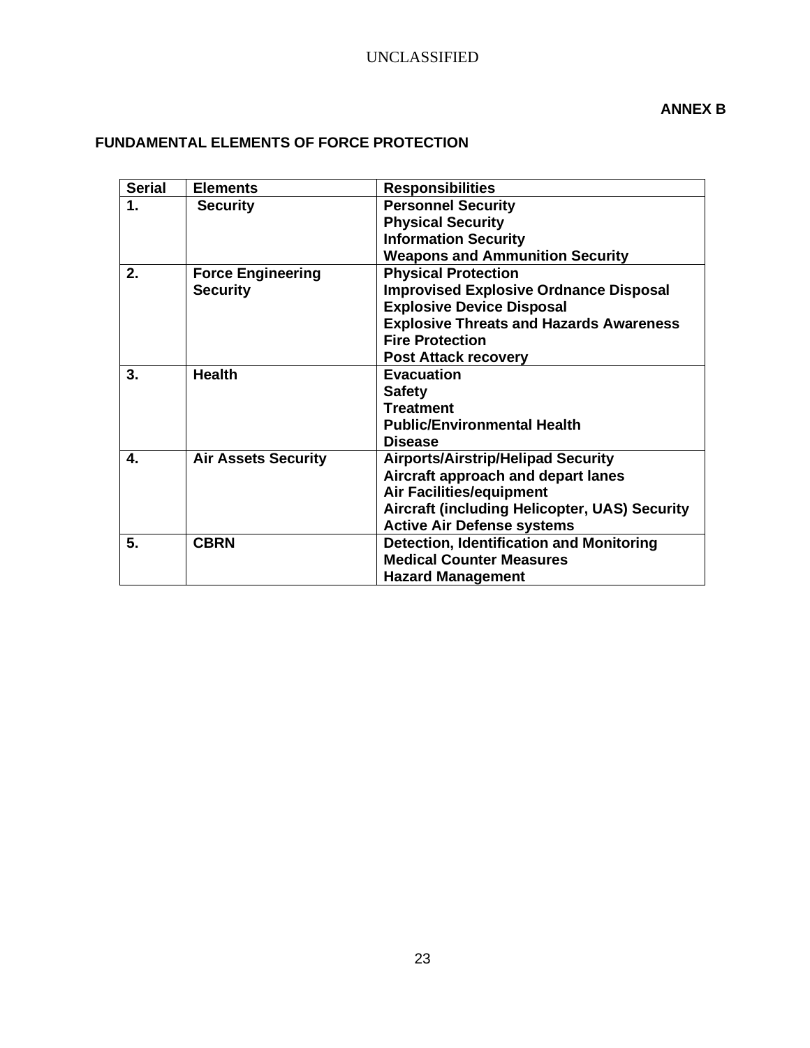**ANNEX B**

**FUNDAMENTAL ELEMENTS OF FORCE PROTECTION**

| Serial | Elements | Responsibilities |
|---|---|---|
| **1.** | **Security** | **Personnel Security**<br>**Physical Security**<br>**Information Security**<br>**Weapons and Ammunition Security** |
| **2.** | **Force Engineering Security** | **Physical Protection**<br>**Improvised Explosive Ordnance Disposal**<br>**Explosive Device Disposal**<br>**Explosive Threats and Hazards Awareness**<br>**Fire Protection**<br>**Post Attack recovery** |
| **3.** | **Health** | **Evacuation**<br>**Safety**<br>**Treatment**<br>**Public/Environmental Health**<br>**Disease** |
| **4.** | **Air Assets Security** | **Airports/Airstrip/Helipad Security**<br>**Aircraft approach and depart lanes**<br>**Air Facilities/equipment**<br>**Aircraft (including Helicopter, UAS) Security**<br>**Active Air Defense systems** |
| **5.** | **CBRN** | **Detection, Identification and Monitoring**<br>**Medical Counter Measures**<br>**Hazard Management** |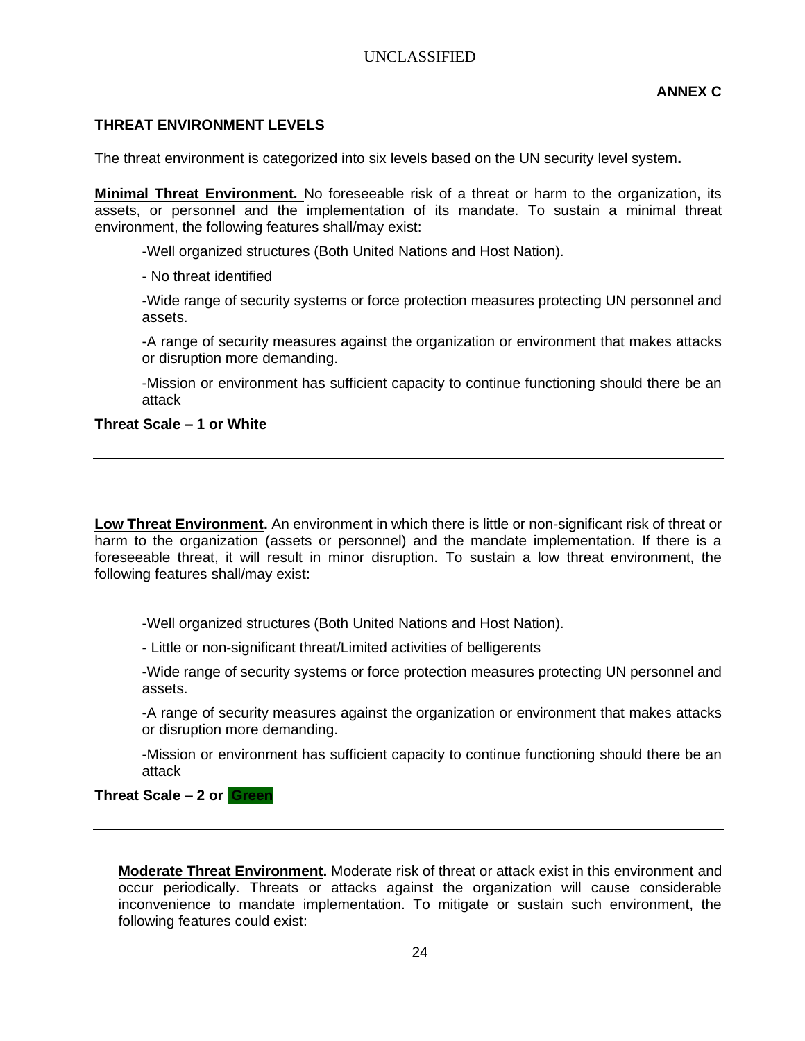**ANNEX C**

## THREAT ENVIRONMENT LEVELS

The threat environment is categorized into six levels based on the UN security level system**.**

**Minimal Threat Environment.** No foreseeable risk of a threat or harm to the organization, its assets, or personnel and the implementation of its mandate. To sustain a minimal threat environment, the following features shall/may exist:

-Well organized structures (Both United Nations and Host Nation).

- No threat identified

-Wide range of security systems or force protection measures protecting UN personnel and assets.

-A range of security measures against the organization or environment that makes attacks or disruption more demanding.

-Mission or environment has sufficient capacity to continue functioning should there be an attack

**Threat Scale – 1 or White**

---

**Low Threat Environment.** An environment in which there is little or non-significant risk of threat or harm to the organization (assets or personnel) and the mandate implementation. If there is a foreseeable threat, it will result in minor disruption. To sustain a low threat environment, the following features shall/may exist:

-Well organized structures (Both United Nations and Host Nation).

- Little or non-significant threat/Limited activities of belligerents

-Wide range of security systems or force protection measures protecting UN personnel and assets.

-A range of security measures against the organization or environment that makes attacks or disruption more demanding.

-Mission or environment has sufficient capacity to continue functioning should there be an attack

**Threat Scale – 2 or Green**

---

**Moderate Threat Environment.** Moderate risk of threat or attack exist in this environment and occur periodically. Threats or attacks against the organization will cause considerable inconvenience to mandate implementation. To mitigate or sustain such environment, the following features could exist: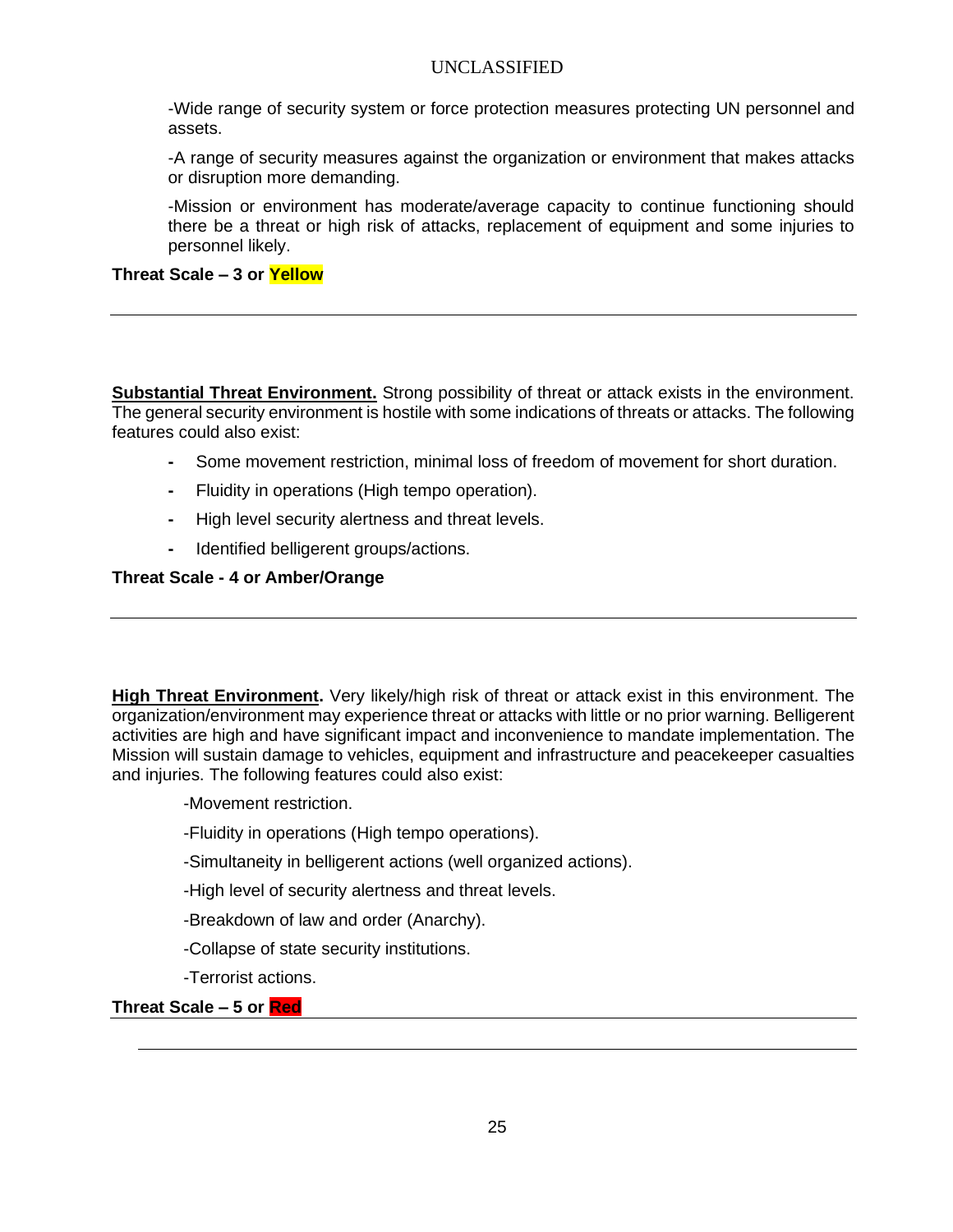-Wide range of security system or force protection measures protecting UN personnel and assets.

-A range of security measures against the organization or environment that makes attacks or disruption more demanding.

-Mission or environment has moderate/average capacity to continue functioning should there be a threat or high risk of attacks, replacement of equipment and some injuries to personnel likely.

**Threat Scale – 3 or Yellow**

---

**Substantial Threat Environment.** Strong possibility of threat or attack exists in the environment. The general security environment is hostile with some indications of threats or attacks. The following features could also exist:

- Some movement restriction, minimal loss of freedom of movement for short duration.
- Fluidity in operations (High tempo operation).
- High level security alertness and threat levels.
- Identified belligerent groups/actions.

**Threat Scale - 4 or Amber/Orange**

---

**High Threat Environment.** Very likely/high risk of threat or attack exist in this environment. The organization/environment may experience threat or attacks with little or no prior warning. Belligerent activities are high and have significant impact and inconvenience to mandate implementation. The Mission will sustain damage to vehicles, equipment and infrastructure and peacekeeper casualties and injuries. The following features could also exist:

-Movement restriction.

-Fluidity in operations (High tempo operations).

-Simultaneity in belligerent actions (well organized actions).

-High level of security alertness and threat levels.

-Breakdown of law and order (Anarchy).

-Collapse of state security institutions.

-Terrorist actions.

**Threat Scale – 5 or Red**

---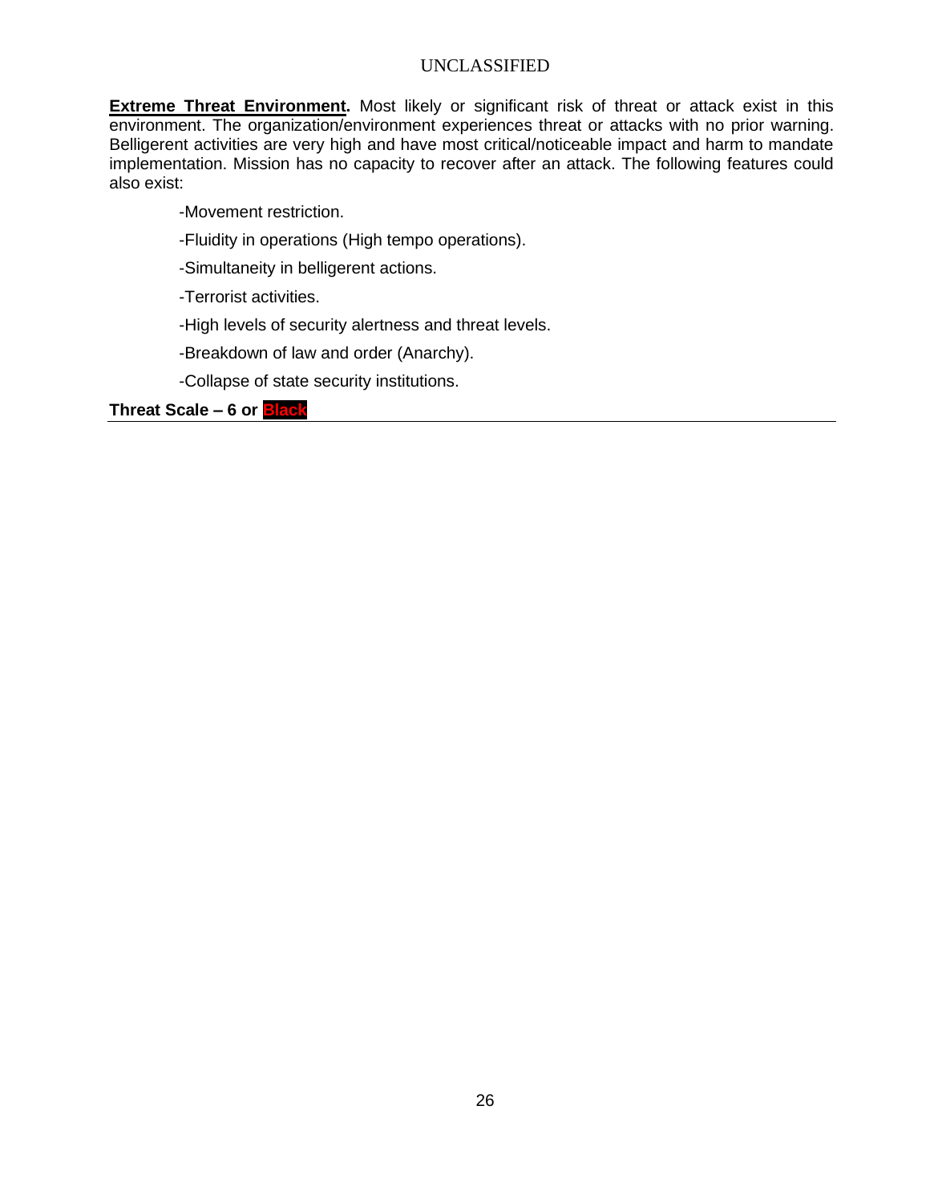**Extreme Threat Environment.** Most likely or significant risk of threat or attack exist in this environment. The organization/environment experiences threat or attacks with no prior warning. Belligerent activities are very high and have most critical/noticeable impact and harm to mandate implementation. Mission has no capacity to recover after an attack. The following features could also exist:

-Movement restriction.

-Fluidity in operations (High tempo operations).

-Simultaneity in belligerent actions.

-Terrorist activities.

-High levels of security alertness and threat levels.

-Breakdown of law and order (Anarchy).

-Collapse of state security institutions.

**Threat Scale – 6 or Black**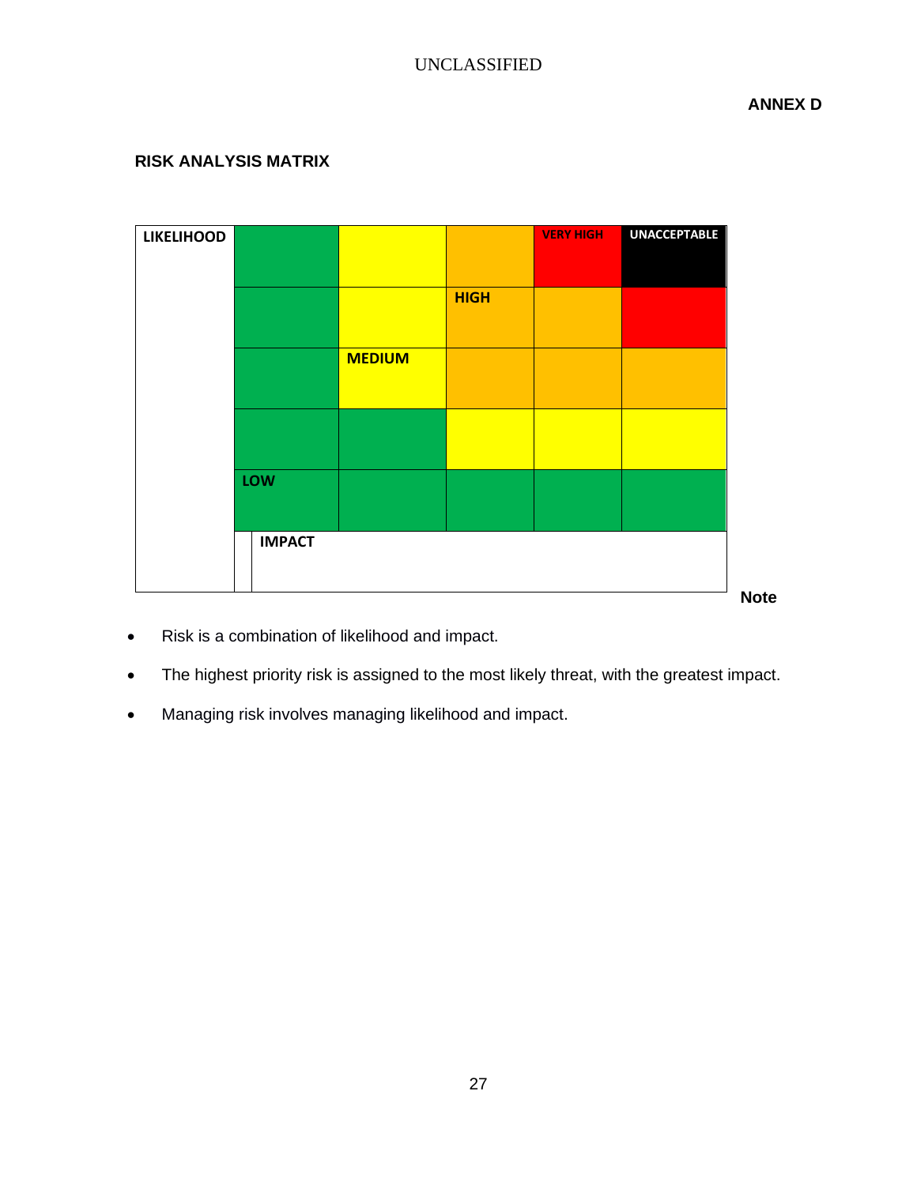**ANNEX D**

## RISK ANALYSIS MATRIX

| LIKELIHOOD | | | | VERY HIGH | UNACCEPTABLE |
|---|---|---|---|---|---|
| | | | HIGH | | |
| | | MEDIUM | | | |
| | | | | | |
| | LOW | | | | |
| | IMPACT | | | | |

**Note**

- Risk is a combination of likelihood and impact.
- The highest priority risk is assigned to the most likely threat, with the greatest impact.
- Managing risk involves managing likelihood and impact.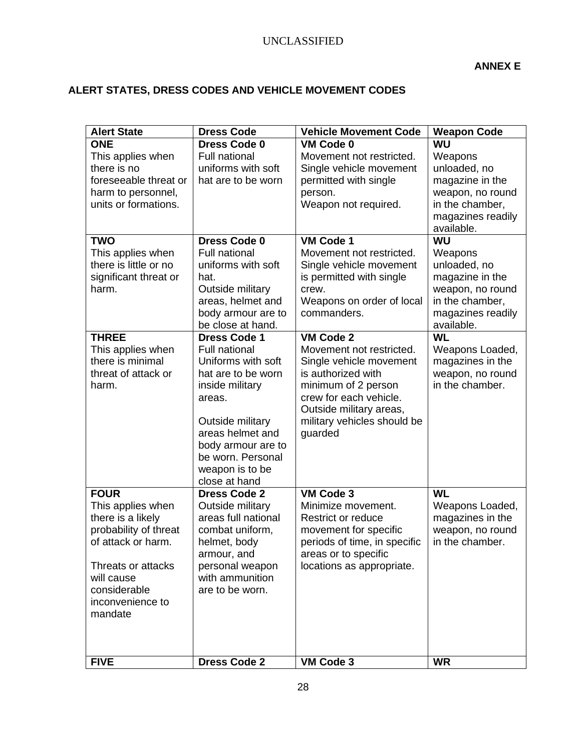**ANNEX E**

**ALERT STATES, DRESS CODES AND VEHICLE MOVEMENT CODES**

| Alert State | Dress Code | Vehicle Movement Code | Weapon Code |
|---|---|---|---|
| **ONE**<br>This applies when there is no foreseeable threat or harm to personnel, units or formations. | **Dress Code 0**<br>Full national uniforms with soft hat are to be worn | **VM Code 0**<br>Movement not restricted. Single vehicle movement permitted with single person.<br>Weapon not required. | **WU**<br>Weapons unloaded, no magazine in the weapon, no round in the chamber, magazines readily available. |
| **TWO**<br>This applies when there is little or no significant threat or harm. | **Dress Code 0**<br>Full national uniforms with soft hat.<br>Outside military areas, helmet and body armour are to be close at hand. | **VM Code 1**<br>Movement not restricted. Single vehicle movement is permitted with single crew.<br>Weapons on order of local commanders. | **WU**<br>Weapons unloaded, no magazine in the weapon, no round in the chamber, magazines readily available. |
| **THREE**<br>This applies when there is minimal threat of attack or harm. | **Dress Code 1**<br>Full national Uniforms with soft hat are to be worn inside military areas.<br><br>Outside military areas helmet and body armour are to be worn. Personal weapon is to be close at hand | **VM Code 2**<br>Movement not restricted. Single vehicle movement is authorized with minimum of 2 person crew for each vehicle. Outside military areas, military vehicles should be guarded | **WL**<br>Weapons Loaded, magazines in the weapon, no round in the chamber. |
| **FOUR**<br>This applies when there is a likely probability of threat of attack or harm.<br><br>Threats or attacks will cause considerable inconvenience to mandate | **Dress Code 2**<br>Outside military areas full national combat uniform, helmet, body armour, and personal weapon with ammunition are to be worn. | **VM Code 3**<br>Minimize movement. Restrict or reduce movement for specific periods of time, in specific areas or to specific locations as appropriate. | **WL**<br>Weapons Loaded, magazines in the weapon, no round in the chamber. |
| **FIVE** | **Dress Code 2** | **VM Code 3** | **WR** |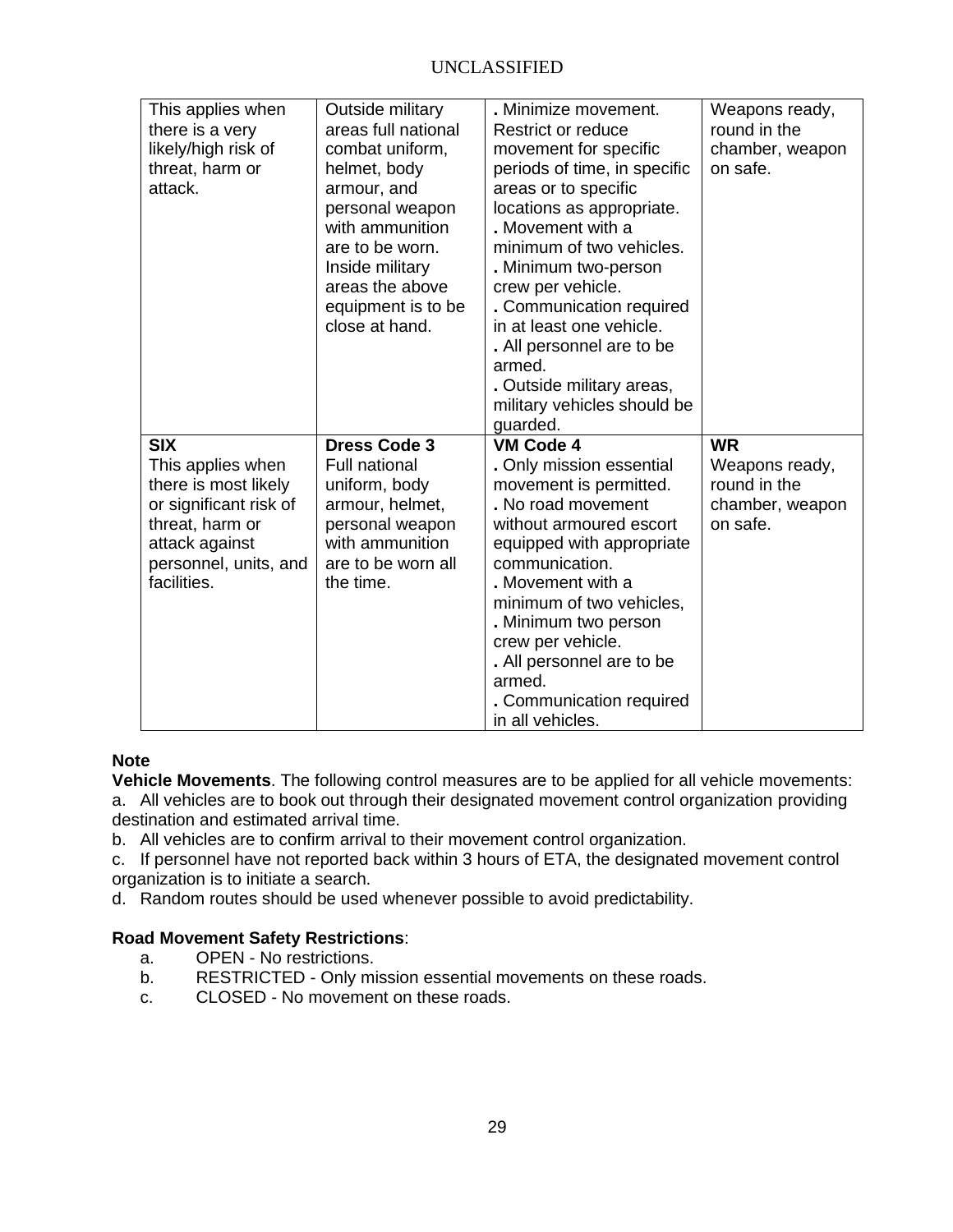| | | | |
|---|---|---|---|
| This applies when there is a very likely/high risk of threat, harm or attack. | Outside military areas full national combat uniform, helmet, body armour, and personal weapon with ammunition are to be worn. Inside military areas the above equipment is to be close at hand. | **.** Minimize movement. Restrict or reduce movement for specific periods of time, in specific areas or to specific locations as appropriate.<br>**.** Movement with a minimum of two vehicles.<br>**.** Minimum two-person crew per vehicle.<br>**.** Communication required in at least one vehicle.<br>**.** All personnel are to be armed.<br>**.** Outside military areas, military vehicles should be guarded. | Weapons ready, round in the chamber, weapon on safe. |
| **SIX**<br>This applies when there is most likely or significant risk of threat, harm or attack against personnel, units, and facilities. | **Dress Code 3**<br>Full national uniform, body armour, helmet, personal weapon with ammunition are to be worn all the time. | **VM Code 4**<br>**.** Only mission essential movement is permitted.<br>**.** No road movement without armoured escort equipped with appropriate communication.<br>**.** Movement with a minimum of two vehicles,<br>**.** Minimum two person crew per vehicle.<br>**.** All personnel are to be armed.<br>**.** Communication required in all vehicles. | **WR**<br>Weapons ready, round in the chamber, weapon on safe. |

**Note**

**Vehicle Movements**. The following control measures are to be applied for all vehicle movements:

a. All vehicles are to book out through their designated movement control organization providing destination and estimated arrival time.

b. All vehicles are to confirm arrival to their movement control organization.

c. If personnel have not reported back within 3 hours of ETA, the designated movement control organization is to initiate a search.

d. Random routes should be used whenever possible to avoid predictability.

**Road Movement Safety Restrictions**:

a. OPEN - No restrictions.

b. RESTRICTED - Only mission essential movements on these roads.

c. CLOSED - No movement on these roads.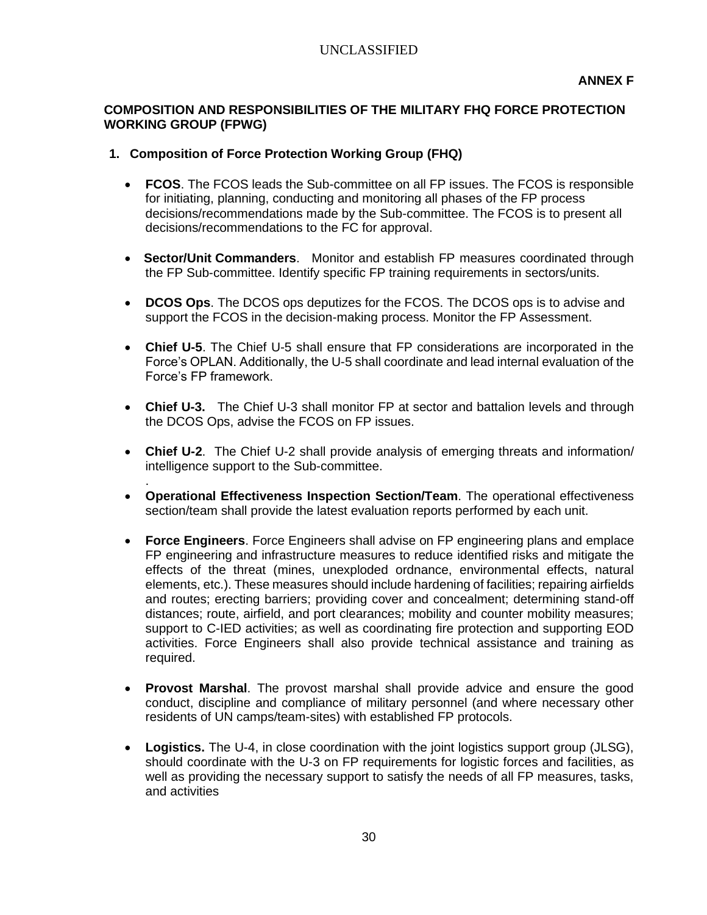**ANNEX F**

## COMPOSITION AND RESPONSIBILITIES OF THE MILITARY FHQ FORCE PROTECTION WORKING GROUP (FPWG)

### 1. Composition of Force Protection Working Group (FHQ)

- **FCOS**. The FCOS leads the Sub-committee on all FP issues. The FCOS is responsible for initiating, planning, conducting and monitoring all phases of the FP process decisions/recommendations made by the Sub-committee. The FCOS is to present all decisions/recommendations to the FC for approval.

- **Sector/Unit Commanders**. Monitor and establish FP measures coordinated through the FP Sub-committee. Identify specific FP training requirements in sectors/units.

- **DCOS Ops**. The DCOS ops deputizes for the FCOS. The DCOS ops is to advise and support the FCOS in the decision-making process. Monitor the FP Assessment.

- **Chief U-5**. The Chief U-5 shall ensure that FP considerations are incorporated in the Force's OPLAN. Additionally, the U-5 shall coordinate and lead internal evaluation of the Force's FP framework.

- **Chief U-3.** The Chief U-3 shall monitor FP at sector and battalion levels and through the DCOS Ops, advise the FCOS on FP issues.

- **Chief U-2**. The Chief U-2 shall provide analysis of emerging threats and information/ intelligence support to the Sub-committee.

- **Operational Effectiveness Inspection Section/Team**. The operational effectiveness section/team shall provide the latest evaluation reports performed by each unit.

- **Force Engineers**. Force Engineers shall advise on FP engineering plans and emplace FP engineering and infrastructure measures to reduce identified risks and mitigate the effects of the threat (mines, unexploded ordnance, environmental effects, natural elements, etc.). These measures should include hardening of facilities; repairing airfields and routes; erecting barriers; providing cover and concealment; determining stand-off distances; route, airfield, and port clearances; mobility and counter mobility measures; support to C-IED activities; as well as coordinating fire protection and supporting EOD activities. Force Engineers shall also provide technical assistance and training as required.

- **Provost Marshal**. The provost marshal shall provide advice and ensure the good conduct, discipline and compliance of military personnel (and where necessary other residents of UN camps/team-sites) with established FP protocols.

- **Logistics.** The U-4, in close coordination with the joint logistics support group (JLSG), should coordinate with the U-3 on FP requirements for logistic forces and facilities, as well as providing the necessary support to satisfy the needs of all FP measures, tasks, and activities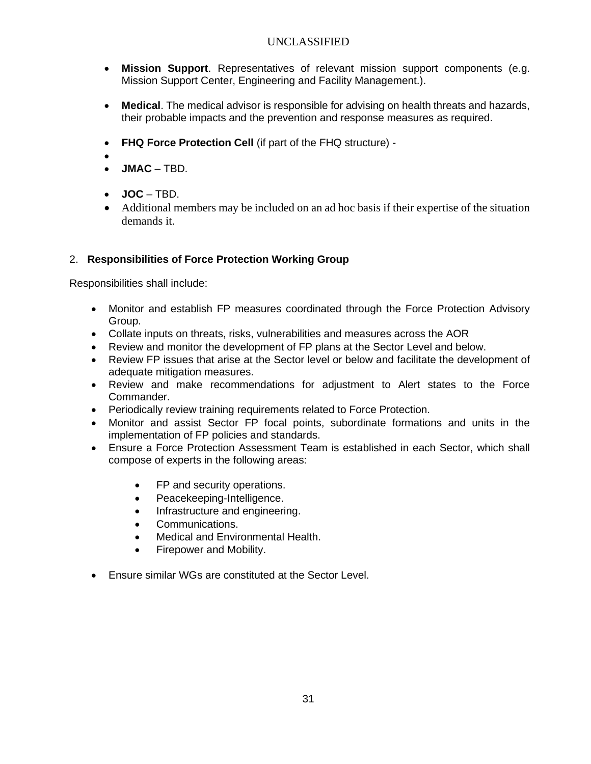- **Mission Support**. Representatives of relevant mission support components (e.g. Mission Support Center, Engineering and Facility Management.).

- **Medical**. The medical advisor is responsible for advising on health threats and hazards, their probable impacts and the prevention and response measures as required.

- **FHQ Force Protection Cell** (if part of the FHQ structure) -
- 
- **JMAC** – TBD.

- **JOC** – TBD.
- Additional members may be included on an ad hoc basis if their expertise of the situation demands it.

2. **Responsibilities of Force Protection Working Group**

Responsibilities shall include:

- Monitor and establish FP measures coordinated through the Force Protection Advisory Group.
- Collate inputs on threats, risks, vulnerabilities and measures across the AOR
- Review and monitor the development of FP plans at the Sector Level and below.
- Review FP issues that arise at the Sector level or below and facilitate the development of adequate mitigation measures.
- Review and make recommendations for adjustment to Alert states to the Force Commander.
- Periodically review training requirements related to Force Protection.
- Monitor and assist Sector FP focal points, subordinate formations and units in the implementation of FP policies and standards.
- Ensure a Force Protection Assessment Team is established in each Sector, which shall compose of experts in the following areas:

    - FP and security operations.
    - Peacekeeping-Intelligence.
    - Infrastructure and engineering.
    - Communications.
    - Medical and Environmental Health.
    - Firepower and Mobility.

- Ensure similar WGs are constituted at the Sector Level.